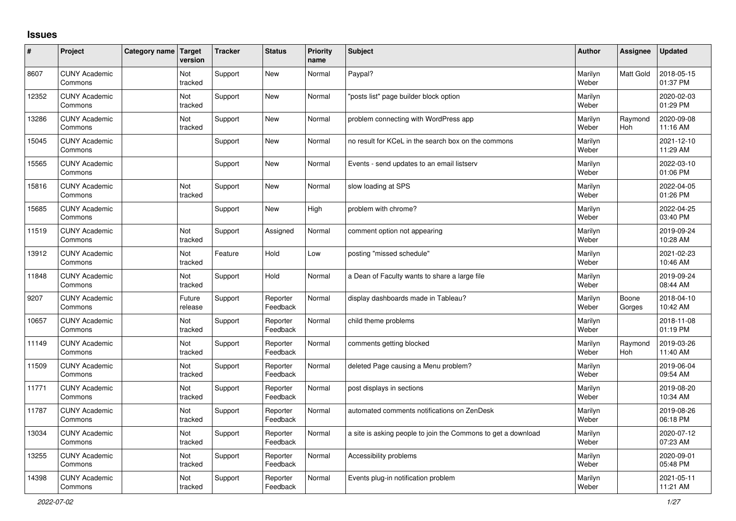# Issues

| # | Project | Category name | Target version | Tracker | Status | Priority name | Subject | Author | Assignee | Updated |
|---|---|---|---|---|---|---|---|---|---|---|
| 8607 | CUNY Academic Commons | | Not tracked | Support | New | Normal | Paypal? | Marilyn Weber | Matt Gold | 2018-05-15 01:37 PM |
| 12352 | CUNY Academic Commons | | Not tracked | Support | New | Normal | "posts list" page builder block option | Marilyn Weber | | 2020-02-03 01:29 PM |
| 13286 | CUNY Academic Commons | | Not tracked | Support | New | Normal | problem connecting with WordPress app | Marilyn Weber | Raymond Hoh | 2020-09-08 11:16 AM |
| 15045 | CUNY Academic Commons | | | Support | New | Normal | no result for KCeL in the search box on the commons | Marilyn Weber | | 2021-12-10 11:29 AM |
| 15565 | CUNY Academic Commons | | | Support | New | Normal | Events - send updates to an email listserv | Marilyn Weber | | 2022-03-10 01:06 PM |
| 15816 | CUNY Academic Commons | | Not tracked | Support | New | Normal | slow loading at SPS | Marilyn Weber | | 2022-04-05 01:26 PM |
| 15685 | CUNY Academic Commons | | | Support | New | High | problem with chrome? | Marilyn Weber | | 2022-04-25 03:40 PM |
| 11519 | CUNY Academic Commons | | Not tracked | Support | Assigned | Normal | comment option not appearing | Marilyn Weber | | 2019-09-24 10:28 AM |
| 13912 | CUNY Academic Commons | | Not tracked | Feature | Hold | Low | posting "missed schedule" | Marilyn Weber | | 2021-02-23 10:46 AM |
| 11848 | CUNY Academic Commons | | Not tracked | Support | Hold | Normal | a Dean of Faculty wants to share a large file | Marilyn Weber | | 2019-09-24 08:44 AM |
| 9207 | CUNY Academic Commons | | Future release | Support | Reporter Feedback | Normal | display dashboards made in Tableau? | Marilyn Weber | Boone Gorges | 2018-04-10 10:42 AM |
| 10657 | CUNY Academic Commons | | Not tracked | Support | Reporter Feedback | Normal | child theme problems | Marilyn Weber | | 2018-11-08 01:19 PM |
| 11149 | CUNY Academic Commons | | Not tracked | Support | Reporter Feedback | Normal | comments getting blocked | Marilyn Weber | Raymond Hoh | 2019-03-26 11:40 AM |
| 11509 | CUNY Academic Commons | | Not tracked | Support | Reporter Feedback | Normal | deleted Page causing a Menu problem? | Marilyn Weber | | 2019-06-04 09:54 AM |
| 11771 | CUNY Academic Commons | | Not tracked | Support | Reporter Feedback | Normal | post displays in sections | Marilyn Weber | | 2019-08-20 10:34 AM |
| 11787 | CUNY Academic Commons | | Not tracked | Support | Reporter Feedback | Normal | automated comments notifications on ZenDesk | Marilyn Weber | | 2019-08-26 06:18 PM |
| 13034 | CUNY Academic Commons | | Not tracked | Support | Reporter Feedback | Normal | a site is asking people to join the Commons to get a download | Marilyn Weber | | 2020-07-12 07:23 AM |
| 13255 | CUNY Academic Commons | | Not tracked | Support | Reporter Feedback | Normal | Accessibility problems | Marilyn Weber | | 2020-09-01 05:48 PM |
| 14398 | CUNY Academic Commons | | Not tracked | Support | Reporter Feedback | Normal | Events plug-in notification problem | Marilyn Weber | | 2021-05-11 11:21 AM |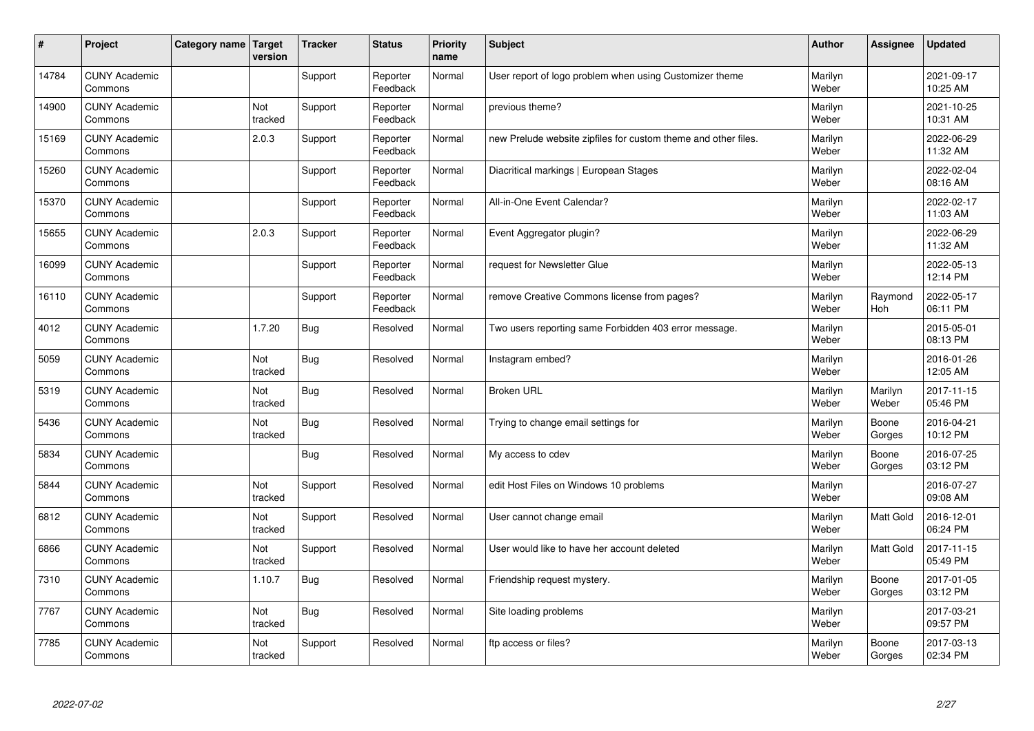| # | Project | Category name | Target version | Tracker | Status | Priority name | Subject | Author | Assignee | Updated |
|---|---|---|---|---|---|---|---|---|---|---|
| 14784 | CUNY Academic Commons | | | Support | Reporter Feedback | Normal | User report of logo problem when using Customizer theme | Marilyn Weber | | 2021-09-17 10:25 AM |
| 14900 | CUNY Academic Commons | | Not tracked | Support | Reporter Feedback | Normal | previous theme? | Marilyn Weber | | 2021-10-25 10:31 AM |
| 15169 | CUNY Academic Commons | | 2.0.3 | Support | Reporter Feedback | Normal | new Prelude website zipfiles for custom theme and other files. | Marilyn Weber | | 2022-06-29 11:32 AM |
| 15260 | CUNY Academic Commons | | | Support | Reporter Feedback | Normal | Diacritical markings \| European Stages | Marilyn Weber | | 2022-02-04 08:16 AM |
| 15370 | CUNY Academic Commons | | | Support | Reporter Feedback | Normal | All-in-One Event Calendar? | Marilyn Weber | | 2022-02-17 11:03 AM |
| 15655 | CUNY Academic Commons | | 2.0.3 | Support | Reporter Feedback | Normal | Event Aggregator plugin? | Marilyn Weber | | 2022-06-29 11:32 AM |
| 16099 | CUNY Academic Commons | | | Support | Reporter Feedback | Normal | request for Newsletter Glue | Marilyn Weber | | 2022-05-13 12:14 PM |
| 16110 | CUNY Academic Commons | | | Support | Reporter Feedback | Normal | remove Creative Commons license from pages? | Marilyn Weber | Raymond Hoh | 2022-05-17 06:11 PM |
| 4012 | CUNY Academic Commons | | 1.7.20 | Bug | Resolved | Normal | Two users reporting same Forbidden 403 error message. | Marilyn Weber | | 2015-05-01 08:13 PM |
| 5059 | CUNY Academic Commons | | Not tracked | Bug | Resolved | Normal | Instagram embed? | Marilyn Weber | | 2016-01-26 12:05 AM |
| 5319 | CUNY Academic Commons | | Not tracked | Bug | Resolved | Normal | Broken URL | Marilyn Weber | Marilyn Weber | 2017-11-15 05:46 PM |
| 5436 | CUNY Academic Commons | | Not tracked | Bug | Resolved | Normal | Trying to change email settings for | Marilyn Weber | Boone Gorges | 2016-04-21 10:12 PM |
| 5834 | CUNY Academic Commons | | | Bug | Resolved | Normal | My access to cdev | Marilyn Weber | Boone Gorges | 2016-07-25 03:12 PM |
| 5844 | CUNY Academic Commons | | Not tracked | Support | Resolved | Normal | edit Host Files on Windows 10 problems | Marilyn Weber | | 2016-07-27 09:08 AM |
| 6812 | CUNY Academic Commons | | Not tracked | Support | Resolved | Normal | User cannot change email | Marilyn Weber | Matt Gold | 2016-12-01 06:24 PM |
| 6866 | CUNY Academic Commons | | Not tracked | Support | Resolved | Normal | User would like to have her account deleted | Marilyn Weber | Matt Gold | 2017-11-15 05:49 PM |
| 7310 | CUNY Academic Commons | | 1.10.7 | Bug | Resolved | Normal | Friendship request mystery. | Marilyn Weber | Boone Gorges | 2017-01-05 03:12 PM |
| 7767 | CUNY Academic Commons | | Not tracked | Bug | Resolved | Normal | Site loading problems | Marilyn Weber | | 2017-03-21 09:57 PM |
| 7785 | CUNY Academic Commons | | Not tracked | Support | Resolved | Normal | ftp access or files? | Marilyn Weber | Boone Gorges | 2017-03-13 02:34 PM |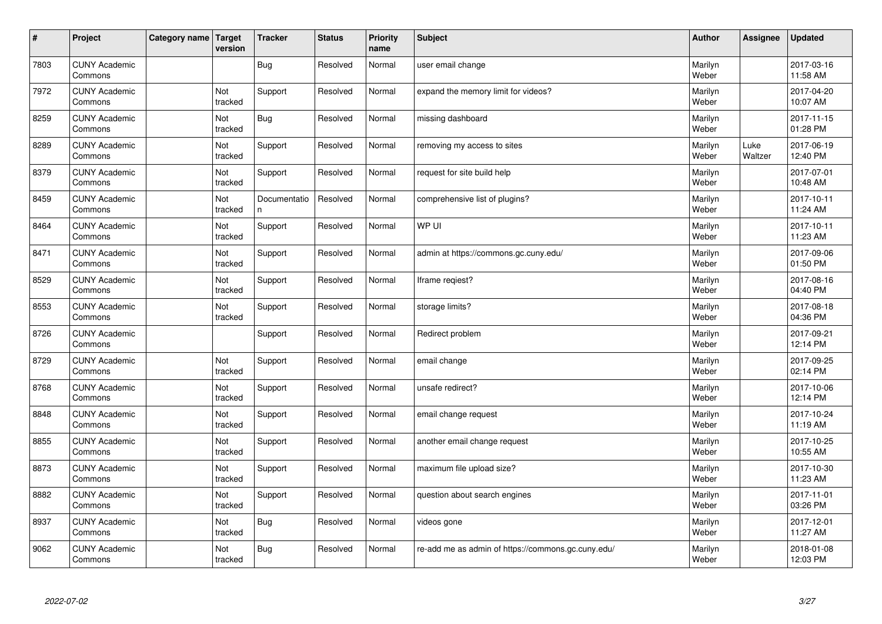| # | Project | Category name | Target version | Tracker | Status | Priority name | Subject | Author | Assignee | Updated |
|---|---|---|---|---|---|---|---|---|---|---|
| 7803 | CUNY Academic Commons | | | Bug | Resolved | Normal | user email change | Marilyn Weber | | 2017-03-16 11:58 AM |
| 7972 | CUNY Academic Commons | | Not tracked | Support | Resolved | Normal | expand the memory limit for videos? | Marilyn Weber | | 2017-04-20 10:07 AM |
| 8259 | CUNY Academic Commons | | Not tracked | Bug | Resolved | Normal | missing dashboard | Marilyn Weber | | 2017-11-15 01:28 PM |
| 8289 | CUNY Academic Commons | | Not tracked | Support | Resolved | Normal | removing my access to sites | Marilyn Weber | Luke Waltzer | 2017-06-19 12:40 PM |
| 8379 | CUNY Academic Commons | | Not tracked | Support | Resolved | Normal | request for site build help | Marilyn Weber | | 2017-07-01 10:48 AM |
| 8459 | CUNY Academic Commons | | Not tracked | Documentation | Resolved | Normal | comprehensive list of plugins? | Marilyn Weber | | 2017-10-11 11:24 AM |
| 8464 | CUNY Academic Commons | | Not tracked | Support | Resolved | Normal | WP UI | Marilyn Weber | | 2017-10-11 11:23 AM |
| 8471 | CUNY Academic Commons | | Not tracked | Support | Resolved | Normal | admin at https://commons.gc.cuny.edu/ | Marilyn Weber | | 2017-09-06 01:50 PM |
| 8529 | CUNY Academic Commons | | Not tracked | Support | Resolved | Normal | Iframe reqiest? | Marilyn Weber | | 2017-08-16 04:40 PM |
| 8553 | CUNY Academic Commons | | Not tracked | Support | Resolved | Normal | storage limits? | Marilyn Weber | | 2017-08-18 04:36 PM |
| 8726 | CUNY Academic Commons | | | Support | Resolved | Normal | Redirect problem | Marilyn Weber | | 2017-09-21 12:14 PM |
| 8729 | CUNY Academic Commons | | Not tracked | Support | Resolved | Normal | email change | Marilyn Weber | | 2017-09-25 02:14 PM |
| 8768 | CUNY Academic Commons | | Not tracked | Support | Resolved | Normal | unsafe redirect? | Marilyn Weber | | 2017-10-06 12:14 PM |
| 8848 | CUNY Academic Commons | | Not tracked | Support | Resolved | Normal | email change request | Marilyn Weber | | 2017-10-24 11:19 AM |
| 8855 | CUNY Academic Commons | | Not tracked | Support | Resolved | Normal | another email change request | Marilyn Weber | | 2017-10-25 10:55 AM |
| 8873 | CUNY Academic Commons | | Not tracked | Support | Resolved | Normal | maximum file upload size? | Marilyn Weber | | 2017-10-30 11:23 AM |
| 8882 | CUNY Academic Commons | | Not tracked | Support | Resolved | Normal | question about search engines | Marilyn Weber | | 2017-11-01 03:26 PM |
| 8937 | CUNY Academic Commons | | Not tracked | Bug | Resolved | Normal | videos gone | Marilyn Weber | | 2017-12-01 11:27 AM |
| 9062 | CUNY Academic Commons | | Not tracked | Bug | Resolved | Normal | re-add me as admin of https://commons.gc.cuny.edu/ | Marilyn Weber | | 2018-01-08 12:03 PM |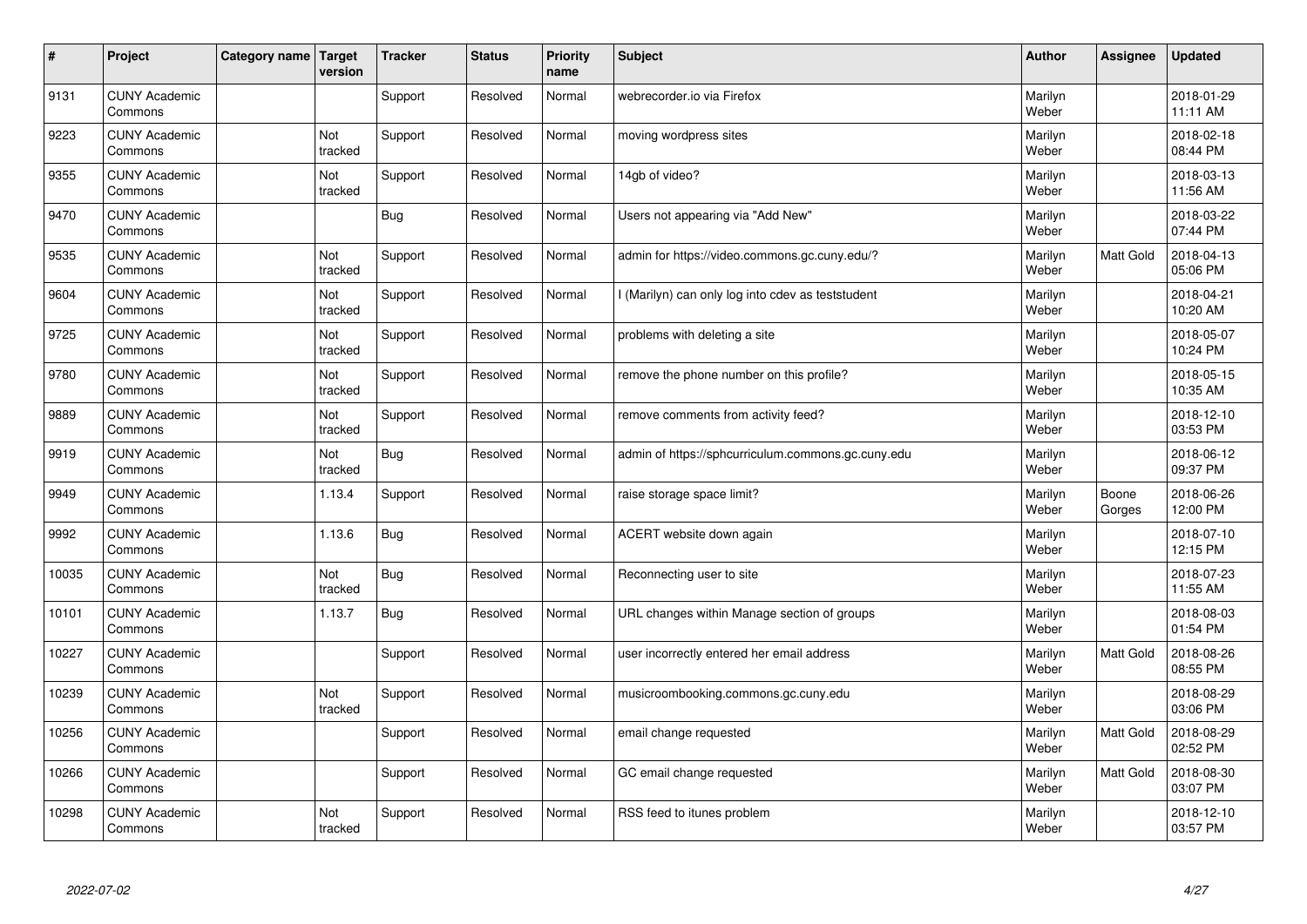| # | Project | Category name | Target version | Tracker | Status | Priority name | Subject | Author | Assignee | Updated |
|---|---|---|---|---|---|---|---|---|---|---|
| 9131 | CUNY Academic Commons | | | Support | Resolved | Normal | webrecorder.io via Firefox | Marilyn Weber | | 2018-01-29 11:11 AM |
| 9223 | CUNY Academic Commons | | Not tracked | Support | Resolved | Normal | moving wordpress sites | Marilyn Weber | | 2018-02-18 08:44 PM |
| 9355 | CUNY Academic Commons | | Not tracked | Support | Resolved | Normal | 14gb of video? | Marilyn Weber | | 2018-03-13 11:56 AM |
| 9470 | CUNY Academic Commons | | | Bug | Resolved | Normal | Users not appearing via "Add New" | Marilyn Weber | | 2018-03-22 07:44 PM |
| 9535 | CUNY Academic Commons | | Not tracked | Support | Resolved | Normal | admin for https://video.commons.gc.cuny.edu/? | Marilyn Weber | Matt Gold | 2018-04-13 05:06 PM |
| 9604 | CUNY Academic Commons | | Not tracked | Support | Resolved | Normal | I (Marilyn) can only log into cdev as teststudent | Marilyn Weber | | 2018-04-21 10:20 AM |
| 9725 | CUNY Academic Commons | | Not tracked | Support | Resolved | Normal | problems with deleting a site | Marilyn Weber | | 2018-05-07 10:24 PM |
| 9780 | CUNY Academic Commons | | Not tracked | Support | Resolved | Normal | remove the phone number on this profile? | Marilyn Weber | | 2018-05-15 10:35 AM |
| 9889 | CUNY Academic Commons | | Not tracked | Support | Resolved | Normal | remove comments from activity feed? | Marilyn Weber | | 2018-12-10 03:53 PM |
| 9919 | CUNY Academic Commons | | Not tracked | Bug | Resolved | Normal | admin of https://sphcurriculum.commons.gc.cuny.edu | Marilyn Weber | | 2018-06-12 09:37 PM |
| 9949 | CUNY Academic Commons | | 1.13.4 | Support | Resolved | Normal | raise storage space limit? | Marilyn Weber | Boone Gorges | 2018-06-26 12:00 PM |
| 9992 | CUNY Academic Commons | | 1.13.6 | Bug | Resolved | Normal | ACERT website down again | Marilyn Weber | | 2018-07-10 12:15 PM |
| 10035 | CUNY Academic Commons | | Not tracked | Bug | Resolved | Normal | Reconnecting user to site | Marilyn Weber | | 2018-07-23 11:55 AM |
| 10101 | CUNY Academic Commons | | 1.13.7 | Bug | Resolved | Normal | URL changes within Manage section of groups | Marilyn Weber | | 2018-08-03 01:54 PM |
| 10227 | CUNY Academic Commons | | | Support | Resolved | Normal | user incorrectly entered her email address | Marilyn Weber | Matt Gold | 2018-08-26 08:55 PM |
| 10239 | CUNY Academic Commons | | Not tracked | Support | Resolved | Normal | musicroombooking.commons.gc.cuny.edu | Marilyn Weber | | 2018-08-29 03:06 PM |
| 10256 | CUNY Academic Commons | | | Support | Resolved | Normal | email change requested | Marilyn Weber | Matt Gold | 2018-08-29 02:52 PM |
| 10266 | CUNY Academic Commons | | | Support | Resolved | Normal | GC email change requested | Marilyn Weber | Matt Gold | 2018-08-30 03:07 PM |
| 10298 | CUNY Academic Commons | | Not tracked | Support | Resolved | Normal | RSS feed to itunes problem | Marilyn Weber | | 2018-12-10 03:57 PM |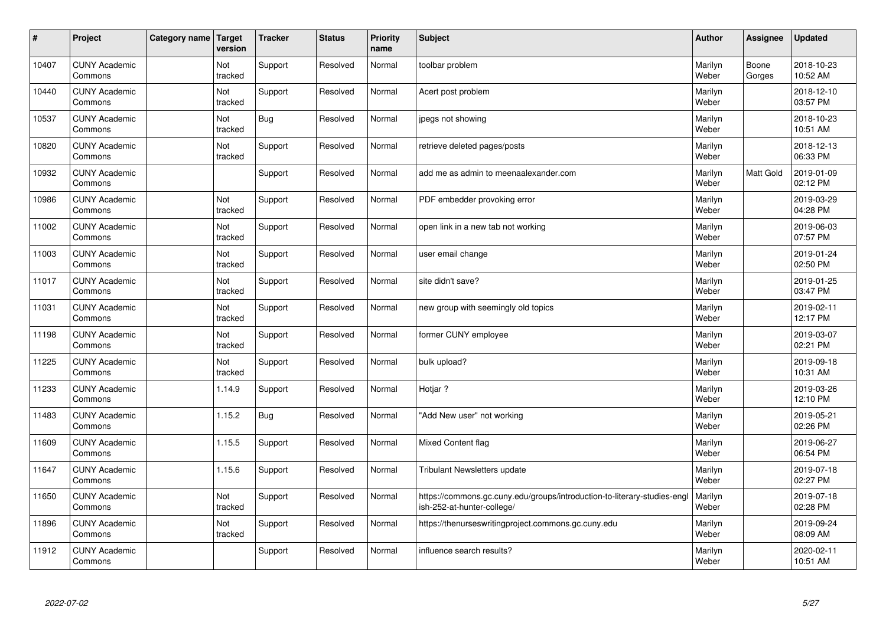| # | Project | Category name | Target version | Tracker | Status | Priority name | Subject | Author | Assignee | Updated |
|---|---|---|---|---|---|---|---|---|---|---|
| 10407 | CUNY Academic Commons | | Not tracked | Support | Resolved | Normal | toolbar problem | Marilyn Weber | Boone Gorges | 2018-10-23 10:52 AM |
| 10440 | CUNY Academic Commons | | Not tracked | Support | Resolved | Normal | Acert post problem | Marilyn Weber | | 2018-12-10 03:57 PM |
| 10537 | CUNY Academic Commons | | Not tracked | Bug | Resolved | Normal | jpegs not showing | Marilyn Weber | | 2018-10-23 10:51 AM |
| 10820 | CUNY Academic Commons | | Not tracked | Support | Resolved | Normal | retrieve deleted pages/posts | Marilyn Weber | | 2018-12-13 06:33 PM |
| 10932 | CUNY Academic Commons | | | Support | Resolved | Normal | add me as admin to meenaalexander.com | Marilyn Weber | Matt Gold | 2019-01-09 02:12 PM |
| 10986 | CUNY Academic Commons | | Not tracked | Support | Resolved | Normal | PDF embedder provoking error | Marilyn Weber | | 2019-03-29 04:28 PM |
| 11002 | CUNY Academic Commons | | Not tracked | Support | Resolved | Normal | open link in a new tab not working | Marilyn Weber | | 2019-06-03 07:57 PM |
| 11003 | CUNY Academic Commons | | Not tracked | Support | Resolved | Normal | user email change | Marilyn Weber | | 2019-01-24 02:50 PM |
| 11017 | CUNY Academic Commons | | Not tracked | Support | Resolved | Normal | site didn't save? | Marilyn Weber | | 2019-01-25 03:47 PM |
| 11031 | CUNY Academic Commons | | Not tracked | Support | Resolved | Normal | new group with seemingly old topics | Marilyn Weber | | 2019-02-11 12:17 PM |
| 11198 | CUNY Academic Commons | | Not tracked | Support | Resolved | Normal | former CUNY employee | Marilyn Weber | | 2019-03-07 02:21 PM |
| 11225 | CUNY Academic Commons | | Not tracked | Support | Resolved | Normal | bulk upload? | Marilyn Weber | | 2019-09-18 10:31 AM |
| 11233 | CUNY Academic Commons | | 1.14.9 | Support | Resolved | Normal | Hotjar ? | Marilyn Weber | | 2019-03-26 12:10 PM |
| 11483 | CUNY Academic Commons | | 1.15.2 | Bug | Resolved | Normal | "Add New user" not working | Marilyn Weber | | 2019-05-21 02:26 PM |
| 11609 | CUNY Academic Commons | | 1.15.5 | Support | Resolved | Normal | Mixed Content flag | Marilyn Weber | | 2019-06-27 06:54 PM |
| 11647 | CUNY Academic Commons | | 1.15.6 | Support | Resolved | Normal | Tribulant Newsletters update | Marilyn Weber | | 2019-07-18 02:27 PM |
| 11650 | CUNY Academic Commons | | Not tracked | Support | Resolved | Normal | https://commons.gc.cuny.edu/groups/introduction-to-literary-studies-english-252-at-hunter-college/ | Marilyn Weber | | 2019-07-18 02:28 PM |
| 11896 | CUNY Academic Commons | | Not tracked | Support | Resolved | Normal | https://thenurseswritingproject.commons.gc.cuny.edu | Marilyn Weber | | 2019-09-24 08:09 AM |
| 11912 | CUNY Academic Commons | | | Support | Resolved | Normal | influence search results? | Marilyn Weber | | 2020-02-11 10:51 AM |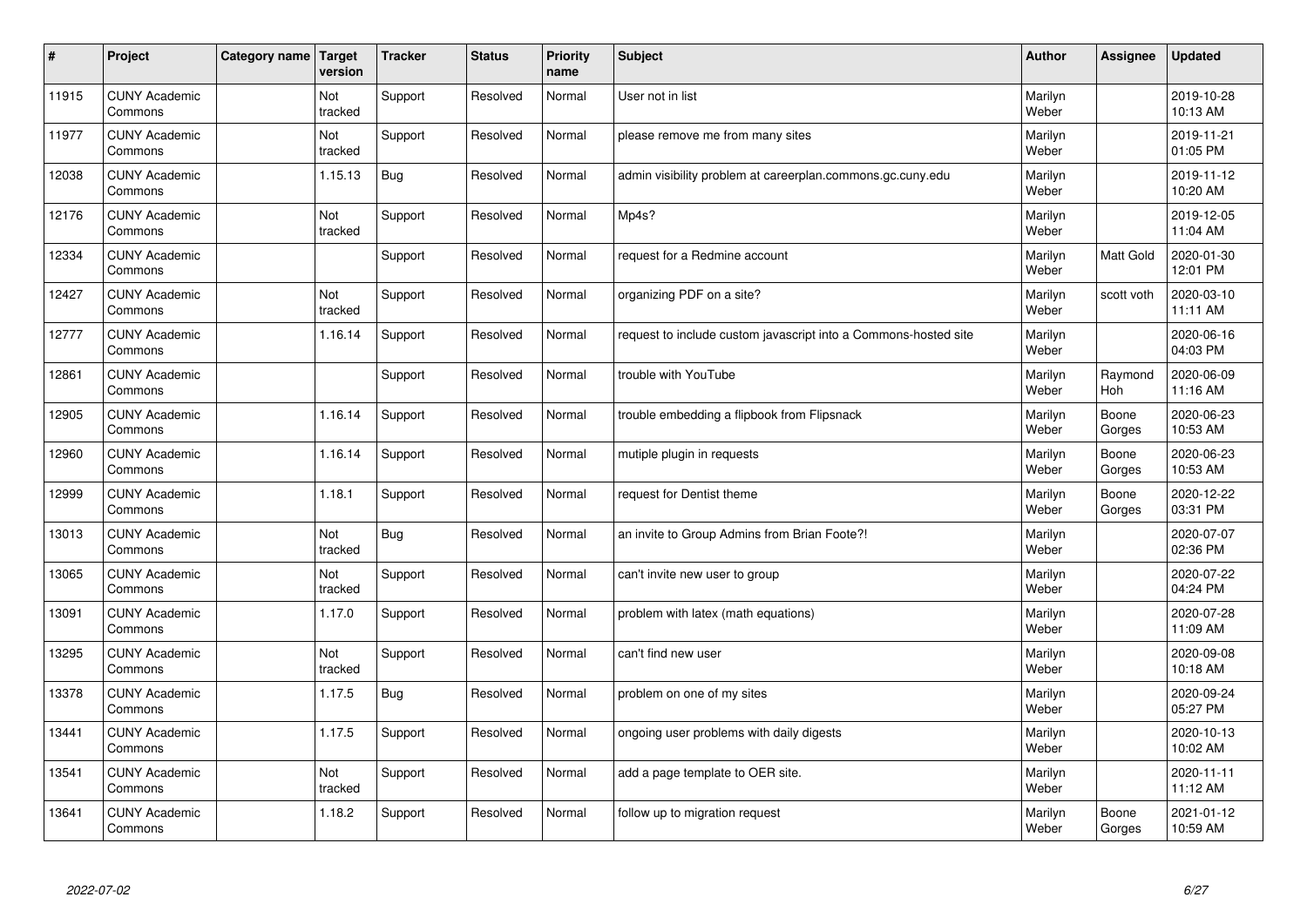| # | Project | Category name | Target version | Tracker | Status | Priority name | Subject | Author | Assignee | Updated |
|---|---|---|---|---|---|---|---|---|---|---|
| 11915 | CUNY Academic Commons | | Not tracked | Support | Resolved | Normal | User not in list | Marilyn Weber | | 2019-10-28 10:13 AM |
| 11977 | CUNY Academic Commons | | Not tracked | Support | Resolved | Normal | please remove me from many sites | Marilyn Weber | | 2019-11-21 01:05 PM |
| 12038 | CUNY Academic Commons | | 1.15.13 | Bug | Resolved | Normal | admin visibility problem at careerplan.commons.gc.cuny.edu | Marilyn Weber | | 2019-11-12 10:20 AM |
| 12176 | CUNY Academic Commons | | Not tracked | Support | Resolved | Normal | Mp4s? | Marilyn Weber | | 2019-12-05 11:04 AM |
| 12334 | CUNY Academic Commons | | | Support | Resolved | Normal | request for a Redmine account | Marilyn Weber | Matt Gold | 2020-01-30 12:01 PM |
| 12427 | CUNY Academic Commons | | Not tracked | Support | Resolved | Normal | organizing PDF on a site? | Marilyn Weber | scott voth | 2020-03-10 11:11 AM |
| 12777 | CUNY Academic Commons | | 1.16.14 | Support | Resolved | Normal | request to include custom javascript into a Commons-hosted site | Marilyn Weber | | 2020-06-16 04:03 PM |
| 12861 | CUNY Academic Commons | | | Support | Resolved | Normal | trouble with YouTube | Marilyn Weber | Raymond Hoh | 2020-06-09 11:16 AM |
| 12905 | CUNY Academic Commons | | 1.16.14 | Support | Resolved | Normal | trouble embedding a flipbook from Flipsnack | Marilyn Weber | Boone Gorges | 2020-06-23 10:53 AM |
| 12960 | CUNY Academic Commons | | 1.16.14 | Support | Resolved | Normal | mutiple plugin in requests | Marilyn Weber | Boone Gorges | 2020-06-23 10:53 AM |
| 12999 | CUNY Academic Commons | | 1.18.1 | Support | Resolved | Normal | request for Dentist theme | Marilyn Weber | Boone Gorges | 2020-12-22 03:31 PM |
| 13013 | CUNY Academic Commons | | Not tracked | Bug | Resolved | Normal | an invite to Group Admins from Brian Foote?! | Marilyn Weber | | 2020-07-07 02:36 PM |
| 13065 | CUNY Academic Commons | | Not tracked | Support | Resolved | Normal | can't invite new user to group | Marilyn Weber | | 2020-07-22 04:24 PM |
| 13091 | CUNY Academic Commons | | 1.17.0 | Support | Resolved | Normal | problem with latex (math equations) | Marilyn Weber | | 2020-07-28 11:09 AM |
| 13295 | CUNY Academic Commons | | Not tracked | Support | Resolved | Normal | can't find new user | Marilyn Weber | | 2020-09-08 10:18 AM |
| 13378 | CUNY Academic Commons | | 1.17.5 | Bug | Resolved | Normal | problem on one of my sites | Marilyn Weber | | 2020-09-24 05:27 PM |
| 13441 | CUNY Academic Commons | | 1.17.5 | Support | Resolved | Normal | ongoing user problems with daily digests | Marilyn Weber | | 2020-10-13 10:02 AM |
| 13541 | CUNY Academic Commons | | Not tracked | Support | Resolved | Normal | add a page template to OER site. | Marilyn Weber | | 2020-11-11 11:12 AM |
| 13641 | CUNY Academic Commons | | 1.18.2 | Support | Resolved | Normal | follow up to migration request | Marilyn Weber | Boone Gorges | 2021-01-12 10:59 AM |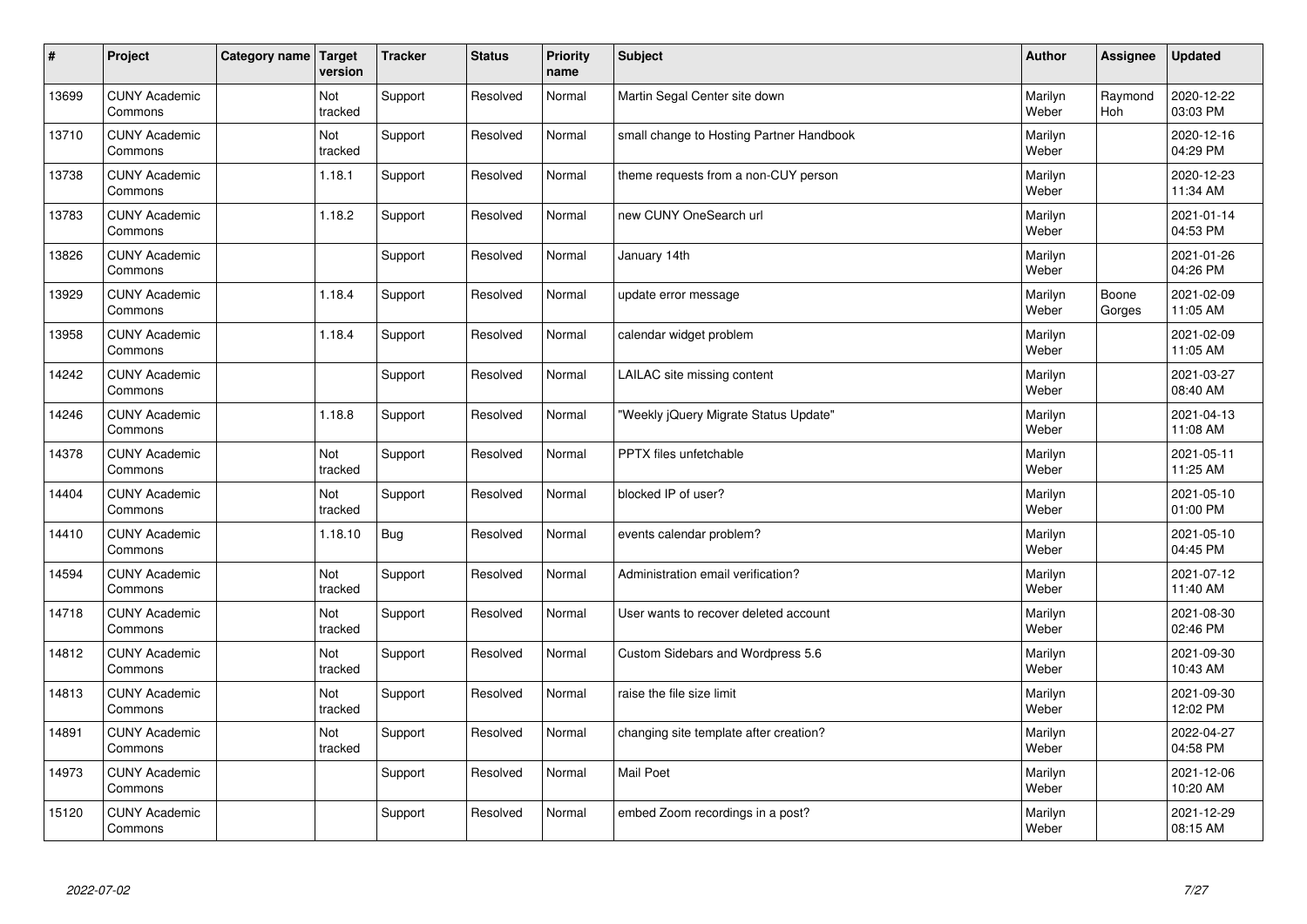| # | Project | Category name | Target version | Tracker | Status | Priority name | Subject | Author | Assignee | Updated |
| --- | --- | --- | --- | --- | --- | --- | --- | --- | --- | --- |
| 13699 | CUNY Academic Commons | | Not tracked | Support | Resolved | Normal | Martin Segal Center site down | Marilyn Weber | Raymond Hoh | 2020-12-22 03:03 PM |
| 13710 | CUNY Academic Commons | | Not tracked | Support | Resolved | Normal | small change to Hosting Partner Handbook | Marilyn Weber | | 2020-12-16 04:29 PM |
| 13738 | CUNY Academic Commons | | 1.18.1 | Support | Resolved | Normal | theme requests from a non-CUY person | Marilyn Weber | | 2020-12-23 11:34 AM |
| 13783 | CUNY Academic Commons | | 1.18.2 | Support | Resolved | Normal | new CUNY OneSearch url | Marilyn Weber | | 2021-01-14 04:53 PM |
| 13826 | CUNY Academic Commons | | | Support | Resolved | Normal | January 14th | Marilyn Weber | | 2021-01-26 04:26 PM |
| 13929 | CUNY Academic Commons | | 1.18.4 | Support | Resolved | Normal | update error message | Marilyn Weber | Boone Gorges | 2021-02-09 11:05 AM |
| 13958 | CUNY Academic Commons | | 1.18.4 | Support | Resolved | Normal | calendar widget problem | Marilyn Weber | | 2021-02-09 11:05 AM |
| 14242 | CUNY Academic Commons | | | Support | Resolved | Normal | LAILAC site missing content | Marilyn Weber | | 2021-03-27 08:40 AM |
| 14246 | CUNY Academic Commons | | 1.18.8 | Support | Resolved | Normal | "Weekly jQuery Migrate Status Update" | Marilyn Weber | | 2021-04-13 11:08 AM |
| 14378 | CUNY Academic Commons | | Not tracked | Support | Resolved | Normal | PPTX files unfetchable | Marilyn Weber | | 2021-05-11 11:25 AM |
| 14404 | CUNY Academic Commons | | Not tracked | Support | Resolved | Normal | blocked IP of user? | Marilyn Weber | | 2021-05-10 01:00 PM |
| 14410 | CUNY Academic Commons | | 1.18.10 | Bug | Resolved | Normal | events calendar problem? | Marilyn Weber | | 2021-05-10 04:45 PM |
| 14594 | CUNY Academic Commons | | Not tracked | Support | Resolved | Normal | Administration email verification? | Marilyn Weber | | 2021-07-12 11:40 AM |
| 14718 | CUNY Academic Commons | | Not tracked | Support | Resolved | Normal | User wants to recover deleted account | Marilyn Weber | | 2021-08-30 02:46 PM |
| 14812 | CUNY Academic Commons | | Not tracked | Support | Resolved | Normal | Custom Sidebars and Wordpress 5.6 | Marilyn Weber | | 2021-09-30 10:43 AM |
| 14813 | CUNY Academic Commons | | Not tracked | Support | Resolved | Normal | raise the file size limit | Marilyn Weber | | 2021-09-30 12:02 PM |
| 14891 | CUNY Academic Commons | | Not tracked | Support | Resolved | Normal | changing site template after creation? | Marilyn Weber | | 2022-04-27 04:58 PM |
| 14973 | CUNY Academic Commons | | | Support | Resolved | Normal | Mail Poet | Marilyn Weber | | 2021-12-06 10:20 AM |
| 15120 | CUNY Academic Commons | | | Support | Resolved | Normal | embed Zoom recordings in a post? | Marilyn Weber | | 2021-12-29 08:15 AM |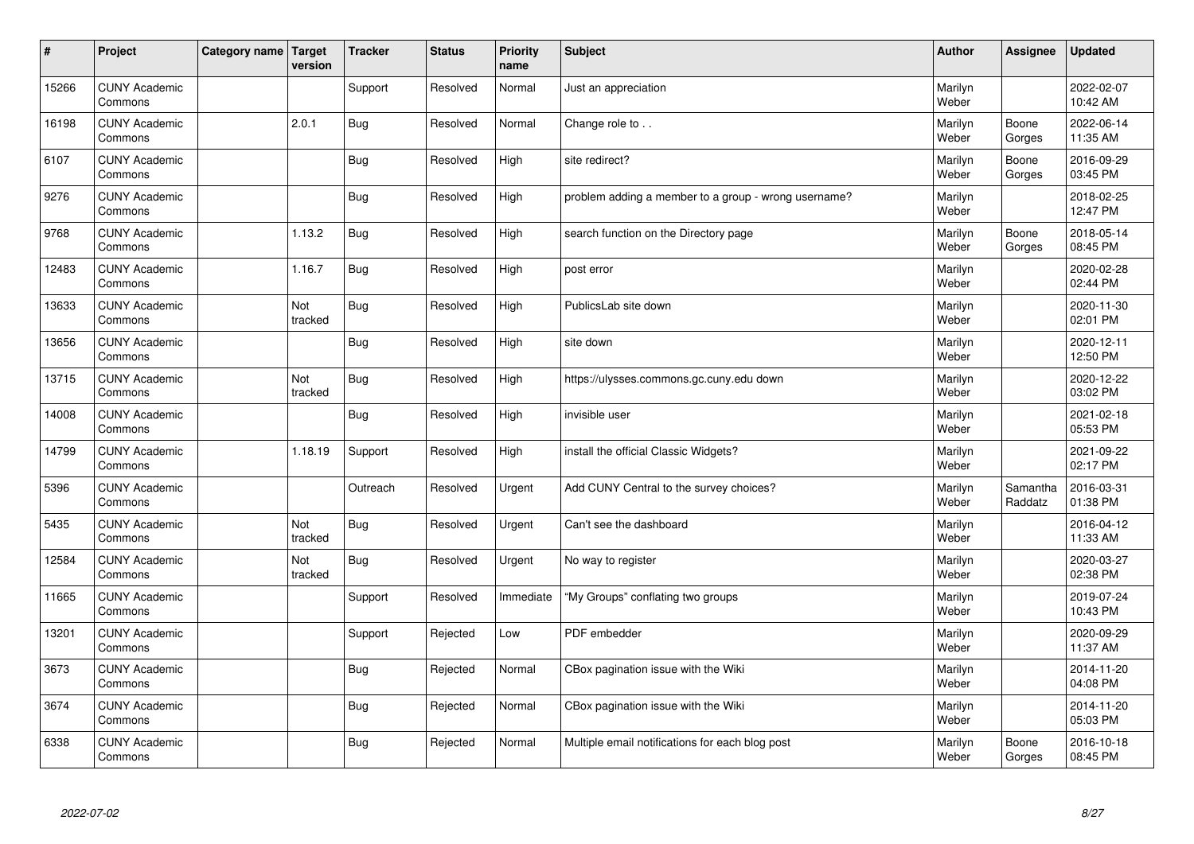| # | Project | Category name | Target version | Tracker | Status | Priority name | Subject | Author | Assignee | Updated |
|---|---|---|---|---|---|---|---|---|---|---|
| 15266 | CUNY Academic Commons | | | Support | Resolved | Normal | Just an appreciation | Marilyn Weber | | 2022-02-07 10:42 AM |
| 16198 | CUNY Academic Commons | | 2.0.1 | Bug | Resolved | Normal | Change role to . . | Marilyn Weber | Boone Gorges | 2022-06-14 11:35 AM |
| 6107 | CUNY Academic Commons | | | Bug | Resolved | High | site redirect? | Marilyn Weber | Boone Gorges | 2016-09-29 03:45 PM |
| 9276 | CUNY Academic Commons | | | Bug | Resolved | High | problem adding a member to a group - wrong username? | Marilyn Weber | | 2018-02-25 12:47 PM |
| 9768 | CUNY Academic Commons | | 1.13.2 | Bug | Resolved | High | search function on the Directory page | Marilyn Weber | Boone Gorges | 2018-05-14 08:45 PM |
| 12483 | CUNY Academic Commons | | 1.16.7 | Bug | Resolved | High | post error | Marilyn Weber | | 2020-02-28 02:44 PM |
| 13633 | CUNY Academic Commons | | Not tracked | Bug | Resolved | High | PublicsLab site down | Marilyn Weber | | 2020-11-30 02:01 PM |
| 13656 | CUNY Academic Commons | | | Bug | Resolved | High | site down | Marilyn Weber | | 2020-12-11 12:50 PM |
| 13715 | CUNY Academic Commons | | Not tracked | Bug | Resolved | High | https://ulysses.commons.gc.cuny.edu down | Marilyn Weber | | 2020-12-22 03:02 PM |
| 14008 | CUNY Academic Commons | | | Bug | Resolved | High | invisible user | Marilyn Weber | | 2021-02-18 05:53 PM |
| 14799 | CUNY Academic Commons | | 1.18.19 | Support | Resolved | High | install the official Classic Widgets? | Marilyn Weber | | 2021-09-22 02:17 PM |
| 5396 | CUNY Academic Commons | | | Outreach | Resolved | Urgent | Add CUNY Central to the survey choices? | Marilyn Weber | Samantha Raddatz | 2016-03-31 01:38 PM |
| 5435 | CUNY Academic Commons | | Not tracked | Bug | Resolved | Urgent | Can't see the dashboard | Marilyn Weber | | 2016-04-12 11:33 AM |
| 12584 | CUNY Academic Commons | | Not tracked | Bug | Resolved | Urgent | No way to register | Marilyn Weber | | 2020-03-27 02:38 PM |
| 11665 | CUNY Academic Commons | | | Support | Resolved | Immediate | "My Groups" conflating two groups | Marilyn Weber | | 2019-07-24 10:43 PM |
| 13201 | CUNY Academic Commons | | | Support | Rejected | Low | PDF embedder | Marilyn Weber | | 2020-09-29 11:37 AM |
| 3673 | CUNY Academic Commons | | | Bug | Rejected | Normal | CBox pagination issue with the Wiki | Marilyn Weber | | 2014-11-20 04:08 PM |
| 3674 | CUNY Academic Commons | | | Bug | Rejected | Normal | CBox pagination issue with the Wiki | Marilyn Weber | | 2014-11-20 05:03 PM |
| 6338 | CUNY Academic Commons | | | Bug | Rejected | Normal | Multiple email notifications for each blog post | Marilyn Weber | Boone Gorges | 2016-10-18 08:45 PM |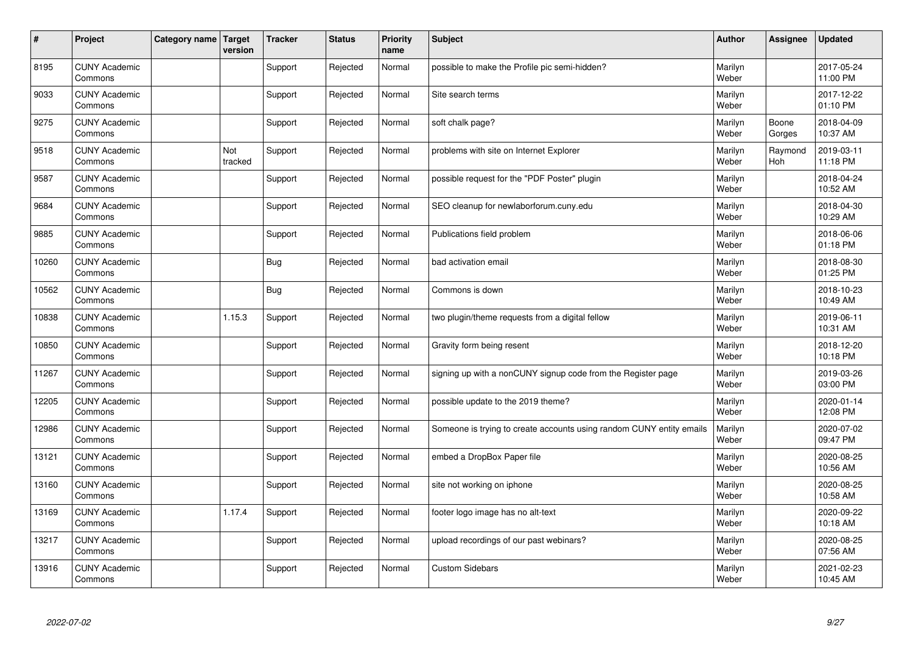| # | Project | Category name | Target version | Tracker | Status | Priority name | Subject | Author | Assignee | Updated |
|---|---|---|---|---|---|---|---|---|---|---|
| 8195 | CUNY Academic Commons | | | Support | Rejected | Normal | possible to make the Profile pic semi-hidden? | Marilyn Weber | | 2017-05-24 11:00 PM |
| 9033 | CUNY Academic Commons | | | Support | Rejected | Normal | Site search terms | Marilyn Weber | | 2017-12-22 01:10 PM |
| 9275 | CUNY Academic Commons | | | Support | Rejected | Normal | soft chalk page? | Marilyn Weber | Boone Gorges | 2018-04-09 10:37 AM |
| 9518 | CUNY Academic Commons | | Not tracked | Support | Rejected | Normal | problems with site on Internet Explorer | Marilyn Weber | Raymond Hoh | 2019-03-11 11:18 PM |
| 9587 | CUNY Academic Commons | | | Support | Rejected | Normal | possible request for the "PDF Poster" plugin | Marilyn Weber | | 2018-04-24 10:52 AM |
| 9684 | CUNY Academic Commons | | | Support | Rejected | Normal | SEO cleanup for newlaborforum.cuny.edu | Marilyn Weber | | 2018-04-30 10:29 AM |
| 9885 | CUNY Academic Commons | | | Support | Rejected | Normal | Publications field problem | Marilyn Weber | | 2018-06-06 01:18 PM |
| 10260 | CUNY Academic Commons | | | Bug | Rejected | Normal | bad activation email | Marilyn Weber | | 2018-08-30 01:25 PM |
| 10562 | CUNY Academic Commons | | | Bug | Rejected | Normal | Commons is down | Marilyn Weber | | 2018-10-23 10:49 AM |
| 10838 | CUNY Academic Commons | | 1.15.3 | Support | Rejected | Normal | two plugin/theme requests from a digital fellow | Marilyn Weber | | 2019-06-11 10:31 AM |
| 10850 | CUNY Academic Commons | | | Support | Rejected | Normal | Gravity form being resent | Marilyn Weber | | 2018-12-20 10:18 PM |
| 11267 | CUNY Academic Commons | | | Support | Rejected | Normal | signing up with a nonCUNY signup code from the Register page | Marilyn Weber | | 2019-03-26 03:00 PM |
| 12205 | CUNY Academic Commons | | | Support | Rejected | Normal | possible update to the 2019 theme? | Marilyn Weber | | 2020-01-14 12:08 PM |
| 12986 | CUNY Academic Commons | | | Support | Rejected | Normal | Someone is trying to create accounts using random CUNY entity emails | Marilyn Weber | | 2020-07-02 09:47 PM |
| 13121 | CUNY Academic Commons | | | Support | Rejected | Normal | embed a DropBox Paper file | Marilyn Weber | | 2020-08-25 10:56 AM |
| 13160 | CUNY Academic Commons | | | Support | Rejected | Normal | site not working on iphone | Marilyn Weber | | 2020-08-25 10:58 AM |
| 13169 | CUNY Academic Commons | | 1.17.4 | Support | Rejected | Normal | footer logo image has no alt-text | Marilyn Weber | | 2020-09-22 10:18 AM |
| 13217 | CUNY Academic Commons | | | Support | Rejected | Normal | upload recordings of our past webinars? | Marilyn Weber | | 2020-08-25 07:56 AM |
| 13916 | CUNY Academic Commons | | | Support | Rejected | Normal | Custom Sidebars | Marilyn Weber | | 2021-02-23 10:45 AM |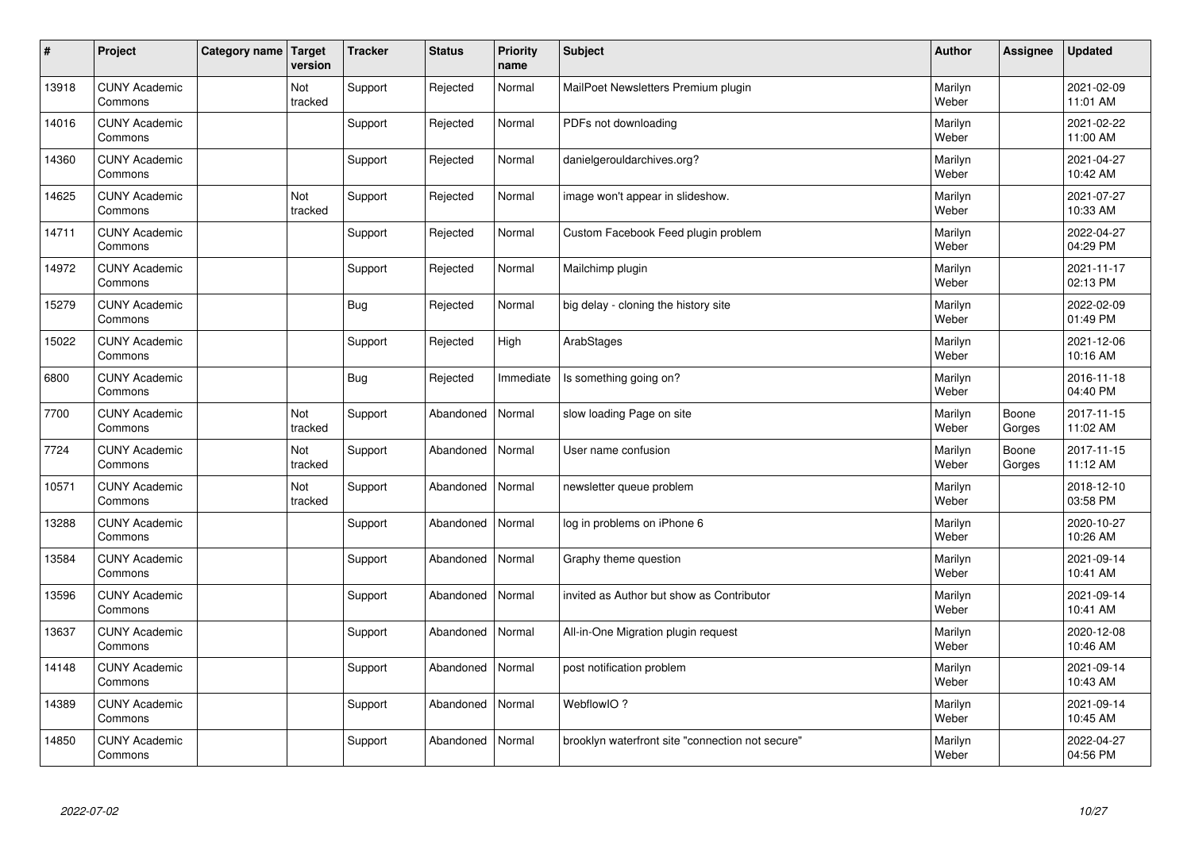| # | Project | Category name | Target version | Tracker | Status | Priority name | Subject | Author | Assignee | Updated |
|---|---|---|---|---|---|---|---|---|---|---|
| 13918 | CUNY Academic Commons | | Not tracked | Support | Rejected | Normal | MailPoet Newsletters Premium plugin | Marilyn Weber | | 2021-02-09 11:01 AM |
| 14016 | CUNY Academic Commons | | | Support | Rejected | Normal | PDFs not downloading | Marilyn Weber | | 2021-02-22 11:00 AM |
| 14360 | CUNY Academic Commons | | | Support | Rejected | Normal | danielgerouldarchives.org? | Marilyn Weber | | 2021-04-27 10:42 AM |
| 14625 | CUNY Academic Commons | | Not tracked | Support | Rejected | Normal | image won't appear in slideshow. | Marilyn Weber | | 2021-07-27 10:33 AM |
| 14711 | CUNY Academic Commons | | | Support | Rejected | Normal | Custom Facebook Feed plugin problem | Marilyn Weber | | 2022-04-27 04:29 PM |
| 14972 | CUNY Academic Commons | | | Support | Rejected | Normal | Mailchimp plugin | Marilyn Weber | | 2021-11-17 02:13 PM |
| 15279 | CUNY Academic Commons | | | Bug | Rejected | Normal | big delay - cloning the history site | Marilyn Weber | | 2022-02-09 01:49 PM |
| 15022 | CUNY Academic Commons | | | Support | Rejected | High | ArabStages | Marilyn Weber | | 2021-12-06 10:16 AM |
| 6800 | CUNY Academic Commons | | | Bug | Rejected | Immediate | Is something going on? | Marilyn Weber | | 2016-11-18 04:40 PM |
| 7700 | CUNY Academic Commons | | Not tracked | Support | Abandoned | Normal | slow loading Page on site | Marilyn Weber | Boone Gorges | 2017-11-15 11:02 AM |
| 7724 | CUNY Academic Commons | | Not tracked | Support | Abandoned | Normal | User name confusion | Marilyn Weber | Boone Gorges | 2017-11-15 11:12 AM |
| 10571 | CUNY Academic Commons | | Not tracked | Support | Abandoned | Normal | newsletter queue problem | Marilyn Weber | | 2018-12-10 03:58 PM |
| 13288 | CUNY Academic Commons | | | Support | Abandoned | Normal | log in problems on iPhone 6 | Marilyn Weber | | 2020-10-27 10:26 AM |
| 13584 | CUNY Academic Commons | | | Support | Abandoned | Normal | Graphy theme question | Marilyn Weber | | 2021-09-14 10:41 AM |
| 13596 | CUNY Academic Commons | | | Support | Abandoned | Normal | invited as Author but show as Contributor | Marilyn Weber | | 2021-09-14 10:41 AM |
| 13637 | CUNY Academic Commons | | | Support | Abandoned | Normal | All-in-One Migration plugin request | Marilyn Weber | | 2020-12-08 10:46 AM |
| 14148 | CUNY Academic Commons | | | Support | Abandoned | Normal | post notification problem | Marilyn Weber | | 2021-09-14 10:43 AM |
| 14389 | CUNY Academic Commons | | | Support | Abandoned | Normal | WebflowIO ? | Marilyn Weber | | 2021-09-14 10:45 AM |
| 14850 | CUNY Academic Commons | | | Support | Abandoned | Normal | brooklyn waterfront site "connection not secure" | Marilyn Weber | | 2022-04-27 04:56 PM |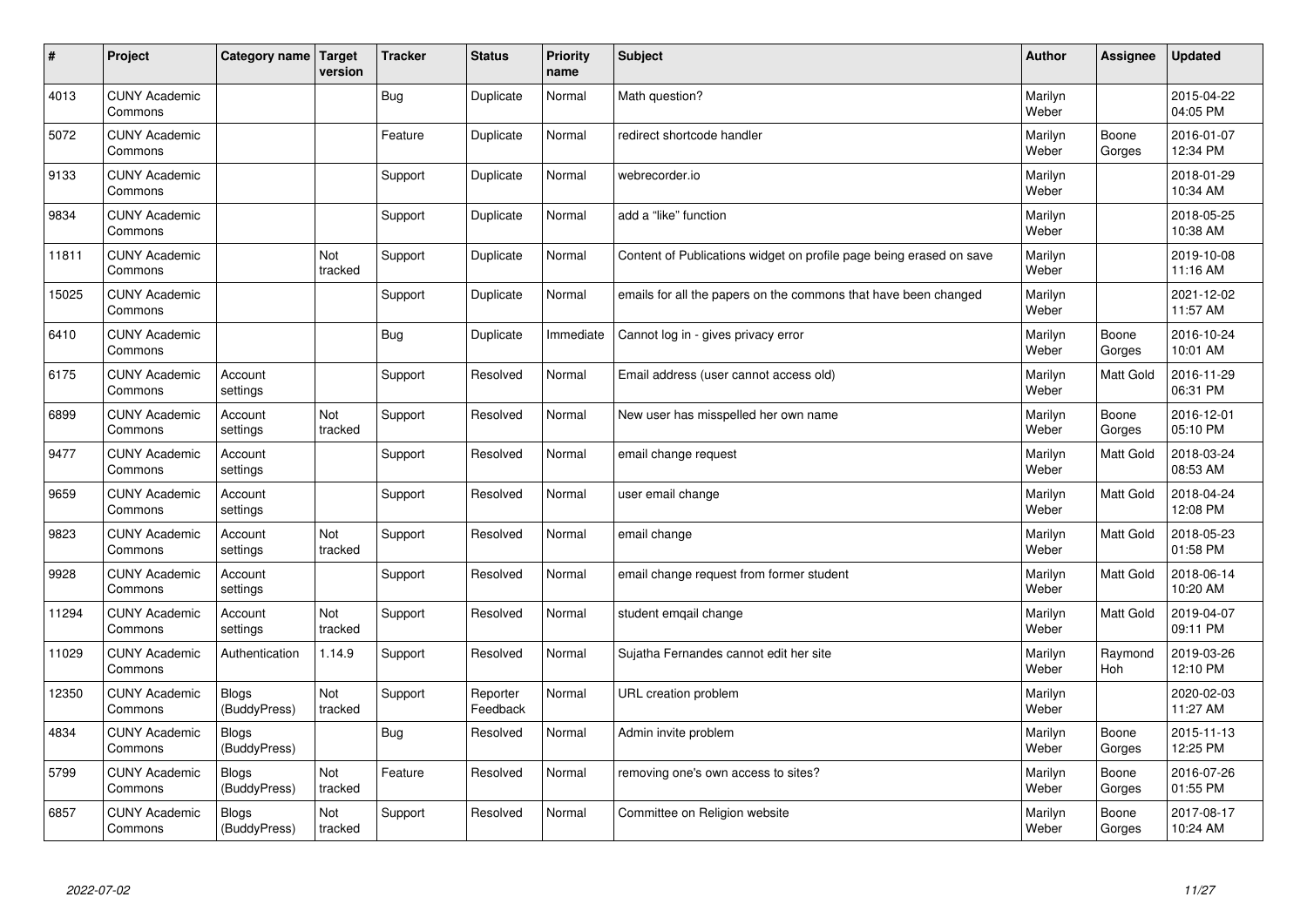| # | Project | Category name | Target version | Tracker | Status | Priority name | Subject | Author | Assignee | Updated |
|---|---|---|---|---|---|---|---|---|---|---|
| 4013 | CUNY Academic Commons | | | Bug | Duplicate | Normal | Math question? | Marilyn Weber | | 2015-04-22 04:05 PM |
| 5072 | CUNY Academic Commons | | | Feature | Duplicate | Normal | redirect shortcode handler | Marilyn Weber | Boone Gorges | 2016-01-07 12:34 PM |
| 9133 | CUNY Academic Commons | | | Support | Duplicate | Normal | webrecorder.io | Marilyn Weber | | 2018-01-29 10:34 AM |
| 9834 | CUNY Academic Commons | | | Support | Duplicate | Normal | add a "like" function | Marilyn Weber | | 2018-05-25 10:38 AM |
| 11811 | CUNY Academic Commons | | Not tracked | Support | Duplicate | Normal | Content of Publications widget on profile page being erased on save | Marilyn Weber | | 2019-10-08 11:16 AM |
| 15025 | CUNY Academic Commons | | | Support | Duplicate | Normal | emails for all the papers on the commons that have been changed | Marilyn Weber | | 2021-12-02 11:57 AM |
| 6410 | CUNY Academic Commons | | | Bug | Duplicate | Immediate | Cannot log in - gives privacy error | Marilyn Weber | Boone Gorges | 2016-10-24 10:01 AM |
| 6175 | CUNY Academic Commons | Account settings | | Support | Resolved | Normal | Email address (user cannot access old) | Marilyn Weber | Matt Gold | 2016-11-29 06:31 PM |
| 6899 | CUNY Academic Commons | Account settings | Not tracked | Support | Resolved | Normal | New user has misspelled her own name | Marilyn Weber | Boone Gorges | 2016-12-01 05:10 PM |
| 9477 | CUNY Academic Commons | Account settings | | Support | Resolved | Normal | email change request | Marilyn Weber | Matt Gold | 2018-03-24 08:53 AM |
| 9659 | CUNY Academic Commons | Account settings | | Support | Resolved | Normal | user email change | Marilyn Weber | Matt Gold | 2018-04-24 12:08 PM |
| 9823 | CUNY Academic Commons | Account settings | Not tracked | Support | Resolved | Normal | email change | Marilyn Weber | Matt Gold | 2018-05-23 01:58 PM |
| 9928 | CUNY Academic Commons | Account settings | | Support | Resolved | Normal | email change request from former student | Marilyn Weber | Matt Gold | 2018-06-14 10:20 AM |
| 11294 | CUNY Academic Commons | Account settings | Not tracked | Support | Resolved | Normal | student emqail change | Marilyn Weber | Matt Gold | 2019-04-07 09:11 PM |
| 11029 | CUNY Academic Commons | Authentication | 1.14.9 | Support | Resolved | Normal | Sujatha Fernandes cannot edit her site | Marilyn Weber | Raymond Hoh | 2019-03-26 12:10 PM |
| 12350 | CUNY Academic Commons | Blogs (BuddyPress) | Not tracked | Support | Reporter Feedback | Normal | URL creation problem | Marilyn Weber | | 2020-02-03 11:27 AM |
| 4834 | CUNY Academic Commons | Blogs (BuddyPress) | | Bug | Resolved | Normal | Admin invite problem | Marilyn Weber | Boone Gorges | 2015-11-13 12:25 PM |
| 5799 | CUNY Academic Commons | Blogs (BuddyPress) | Not tracked | Feature | Resolved | Normal | removing one's own access to sites? | Marilyn Weber | Boone Gorges | 2016-07-26 01:55 PM |
| 6857 | CUNY Academic Commons | Blogs (BuddyPress) | Not tracked | Support | Resolved | Normal | Committee on Religion website | Marilyn Weber | Boone Gorges | 2017-08-17 10:24 AM |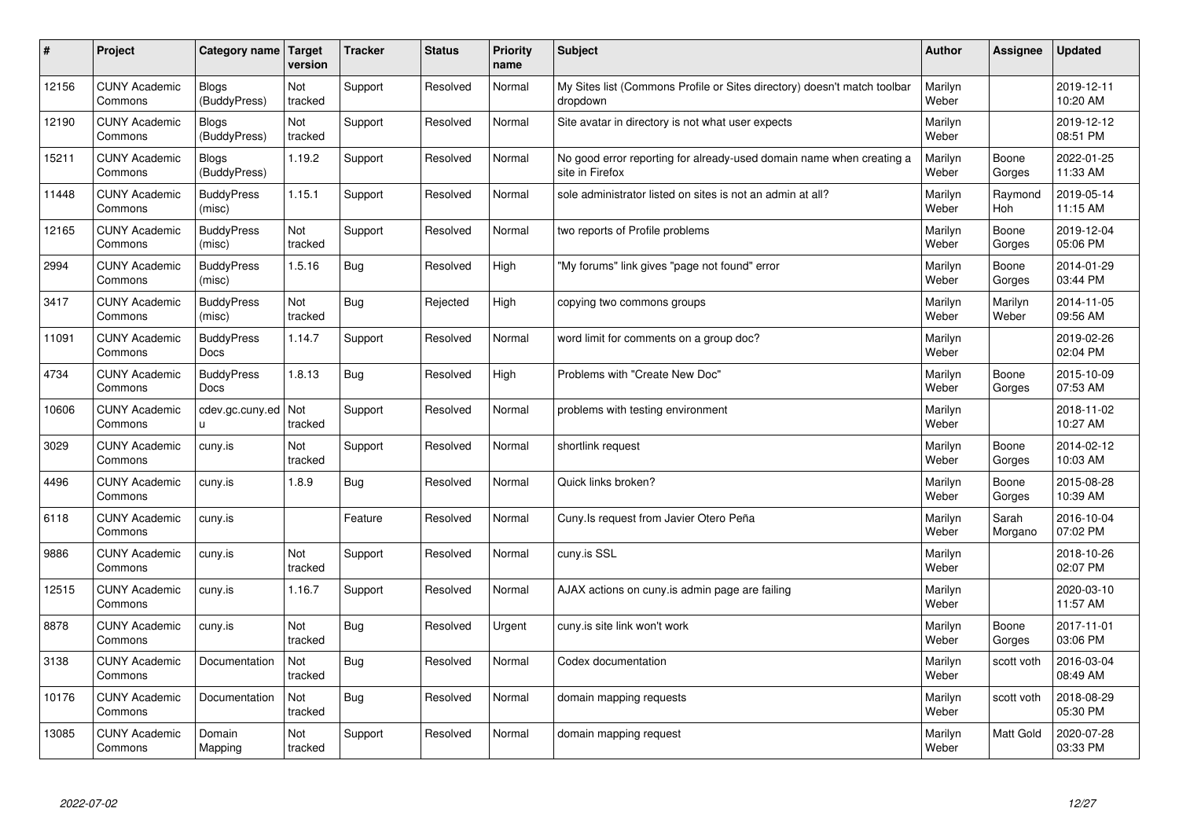| # | Project | Category name | Target version | Tracker | Status | Priority name | Subject | Author | Assignee | Updated |
|---|---|---|---|---|---|---|---|---|---|---|
| 12156 | CUNY Academic Commons | Blogs (BuddyPress) | Not tracked | Support | Resolved | Normal | My Sites list (Commons Profile or Sites directory) doesn't match toolbar dropdown | Marilyn Weber | | 2019-12-11 10:20 AM |
| 12190 | CUNY Academic Commons | Blogs (BuddyPress) | Not tracked | Support | Resolved | Normal | Site avatar in directory is not what user expects | Marilyn Weber | | 2019-12-12 08:51 PM |
| 15211 | CUNY Academic Commons | Blogs (BuddyPress) | 1.19.2 | Support | Resolved | Normal | No good error reporting for already-used domain name when creating a site in Firefox | Marilyn Weber | Boone Gorges | 2022-01-25 11:33 AM |
| 11448 | CUNY Academic Commons | BuddyPress (misc) | 1.15.1 | Support | Resolved | Normal | sole administrator listed on sites is not an admin at all? | Marilyn Weber | Raymond Hoh | 2019-05-14 11:15 AM |
| 12165 | CUNY Academic Commons | BuddyPress (misc) | Not tracked | Support | Resolved | Normal | two reports of Profile problems | Marilyn Weber | Boone Gorges | 2019-12-04 05:06 PM |
| 2994 | CUNY Academic Commons | BuddyPress (misc) | 1.5.16 | Bug | Resolved | High | "My forums" link gives "page not found" error | Marilyn Weber | Boone Gorges | 2014-01-29 03:44 PM |
| 3417 | CUNY Academic Commons | BuddyPress (misc) | Not tracked | Bug | Rejected | High | copying two commons groups | Marilyn Weber | Marilyn Weber | 2014-11-05 09:56 AM |
| 11091 | CUNY Academic Commons | BuddyPress Docs | 1.14.7 | Support | Resolved | Normal | word limit for comments on a group doc? | Marilyn Weber | | 2019-02-26 02:04 PM |
| 4734 | CUNY Academic Commons | BuddyPress Docs | 1.8.13 | Bug | Resolved | High | Problems with "Create New Doc" | Marilyn Weber | Boone Gorges | 2015-10-09 07:53 AM |
| 10606 | CUNY Academic Commons | cdev.gc.cuny.edu | Not tracked | Support | Resolved | Normal | problems with testing environment | Marilyn Weber | | 2018-11-02 10:27 AM |
| 3029 | CUNY Academic Commons | cuny.is | Not tracked | Support | Resolved | Normal | shortlink request | Marilyn Weber | Boone Gorges | 2014-02-12 10:03 AM |
| 4496 | CUNY Academic Commons | cuny.is | 1.8.9 | Bug | Resolved | Normal | Quick links broken? | Marilyn Weber | Boone Gorges | 2015-08-28 10:39 AM |
| 6118 | CUNY Academic Commons | cuny.is | | Feature | Resolved | Normal | Cuny.Is request from Javier Otero Peña | Marilyn Weber | Sarah Morgano | 2016-10-04 07:02 PM |
| 9886 | CUNY Academic Commons | cuny.is | Not tracked | Support | Resolved | Normal | cuny.is SSL | Marilyn Weber | | 2018-10-26 02:07 PM |
| 12515 | CUNY Academic Commons | cuny.is | 1.16.7 | Support | Resolved | Normal | AJAX actions on cuny.is admin page are failing | Marilyn Weber | | 2020-03-10 11:57 AM |
| 8878 | CUNY Academic Commons | cuny.is | Not tracked | Bug | Resolved | Urgent | cuny.is site link won't work | Marilyn Weber | Boone Gorges | 2017-11-01 03:06 PM |
| 3138 | CUNY Academic Commons | Documentation | Not tracked | Bug | Resolved | Normal | Codex documentation | Marilyn Weber | scott voth | 2016-03-04 08:49 AM |
| 10176 | CUNY Academic Commons | Documentation | Not tracked | Bug | Resolved | Normal | domain mapping requests | Marilyn Weber | scott voth | 2018-08-29 05:30 PM |
| 13085 | CUNY Academic Commons | Domain Mapping | Not tracked | Support | Resolved | Normal | domain mapping request | Marilyn Weber | Matt Gold | 2020-07-28 03:33 PM |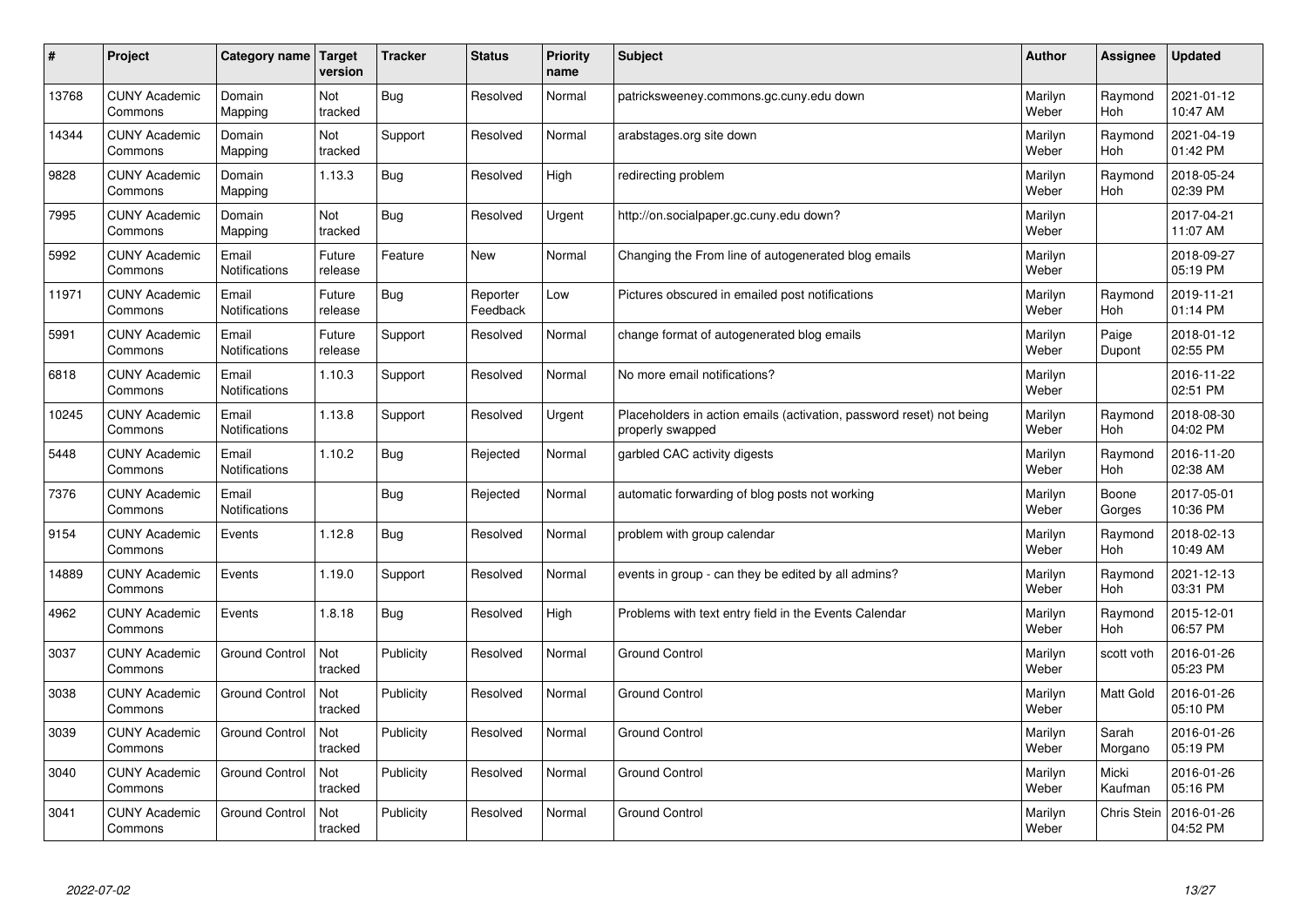| # | Project | Category name | Target version | Tracker | Status | Priority name | Subject | Author | Assignee | Updated |
|---|---|---|---|---|---|---|---|---|---|---|
| 13768 | CUNY Academic Commons | Domain Mapping | Not tracked | Bug | Resolved | Normal | patricksweeney.commons.gc.cuny.edu down | Marilyn Weber | Raymond Hoh | 2021-01-12 10:47 AM |
| 14344 | CUNY Academic Commons | Domain Mapping | Not tracked | Support | Resolved | Normal | arabstages.org site down | Marilyn Weber | Raymond Hoh | 2021-04-19 01:42 PM |
| 9828 | CUNY Academic Commons | Domain Mapping | 1.13.3 | Bug | Resolved | High | redirecting problem | Marilyn Weber | Raymond Hoh | 2018-05-24 02:39 PM |
| 7995 | CUNY Academic Commons | Domain Mapping | Not tracked | Bug | Resolved | Urgent | http://on.socialpaper.gc.cuny.edu down? | Marilyn Weber | | 2017-04-21 11:07 AM |
| 5992 | CUNY Academic Commons | Email Notifications | Future release | Feature | New | Normal | Changing the From line of autogenerated blog emails | Marilyn Weber | | 2018-09-27 05:19 PM |
| 11971 | CUNY Academic Commons | Email Notifications | Future release | Bug | Reporter Feedback | Low | Pictures obscured in emailed post notifications | Marilyn Weber | Raymond Hoh | 2019-11-21 01:14 PM |
| 5991 | CUNY Academic Commons | Email Notifications | Future release | Support | Resolved | Normal | change format of autogenerated blog emails | Marilyn Weber | Paige Dupont | 2018-01-12 02:55 PM |
| 6818 | CUNY Academic Commons | Email Notifications | 1.10.3 | Support | Resolved | Normal | No more email notifications? | Marilyn Weber | | 2016-11-22 02:51 PM |
| 10245 | CUNY Academic Commons | Email Notifications | 1.13.8 | Support | Resolved | Urgent | Placeholders in action emails (activation, password reset) not being properly swapped | Marilyn Weber | Raymond Hoh | 2018-08-30 04:02 PM |
| 5448 | CUNY Academic Commons | Email Notifications | 1.10.2 | Bug | Rejected | Normal | garbled CAC activity digests | Marilyn Weber | Raymond Hoh | 2016-11-20 02:38 AM |
| 7376 | CUNY Academic Commons | Email Notifications | | Bug | Rejected | Normal | automatic forwarding of blog posts not working | Marilyn Weber | Boone Gorges | 2017-05-01 10:36 PM |
| 9154 | CUNY Academic Commons | Events | 1.12.8 | Bug | Resolved | Normal | problem with group calendar | Marilyn Weber | Raymond Hoh | 2018-02-13 10:49 AM |
| 14889 | CUNY Academic Commons | Events | 1.19.0 | Support | Resolved | Normal | events in group - can they be edited by all admins? | Marilyn Weber | Raymond Hoh | 2021-12-13 03:31 PM |
| 4962 | CUNY Academic Commons | Events | 1.8.18 | Bug | Resolved | High | Problems with text entry field in the Events Calendar | Marilyn Weber | Raymond Hoh | 2015-12-01 06:57 PM |
| 3037 | CUNY Academic Commons | Ground Control | Not tracked | Publicity | Resolved | Normal | Ground Control | Marilyn Weber | scott voth | 2016-01-26 05:23 PM |
| 3038 | CUNY Academic Commons | Ground Control | Not tracked | Publicity | Resolved | Normal | Ground Control | Marilyn Weber | Matt Gold | 2016-01-26 05:10 PM |
| 3039 | CUNY Academic Commons | Ground Control | Not tracked | Publicity | Resolved | Normal | Ground Control | Marilyn Weber | Sarah Morgano | 2016-01-26 05:19 PM |
| 3040 | CUNY Academic Commons | Ground Control | Not tracked | Publicity | Resolved | Normal | Ground Control | Marilyn Weber | Micki Kaufman | 2016-01-26 05:16 PM |
| 3041 | CUNY Academic Commons | Ground Control | Not tracked | Publicity | Resolved | Normal | Ground Control | Marilyn Weber | Chris Stein | 2016-01-26 04:52 PM |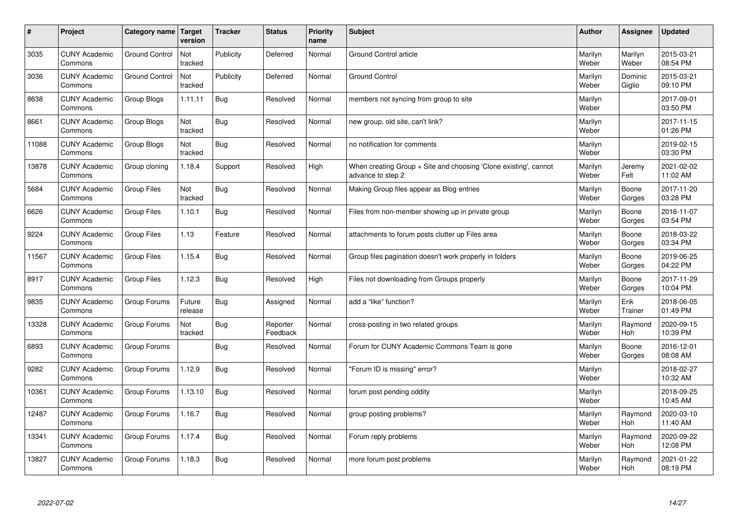| # | Project | Category name | Target version | Tracker | Status | Priority name | Subject | Author | Assignee | Updated |
|---|---|---|---|---|---|---|---|---|---|---|
| 3035 | CUNY Academic Commons | Ground Control | Not tracked | Publicity | Deferred | Normal | Ground Control article | Marilyn Weber | Marilyn Weber | 2015-03-21 08:54 PM |
| 3036 | CUNY Academic Commons | Ground Control | Not tracked | Publicity | Deferred | Normal | Ground Control | Marilyn Weber | Dominic Giglio | 2015-03-21 09:10 PM |
| 8638 | CUNY Academic Commons | Group Blogs | 1.11.11 | Bug | Resolved | Normal | members not syncing from group to site | Marilyn Weber | | 2017-09-01 03:50 PM |
| 8661 | CUNY Academic Commons | Group Blogs | Not tracked | Bug | Resolved | Normal | new group, old site, can't link? | Marilyn Weber | | 2017-11-15 01:26 PM |
| 11088 | CUNY Academic Commons | Group Blogs | Not tracked | Bug | Resolved | Normal | no notification for comments | Marilyn Weber | | 2019-02-15 03:30 PM |
| 13878 | CUNY Academic Commons | Group cloning | 1.18.4 | Support | Resolved | High | When creating Group + Site and choosing 'Clone existing', cannot advance to step 2 | Marilyn Weber | Jeremy Felt | 2021-02-02 11:02 AM |
| 5684 | CUNY Academic Commons | Group Files | Not tracked | Bug | Resolved | Normal | Making Group files appear as Blog entries | Marilyn Weber | Boone Gorges | 2017-11-20 03:28 PM |
| 6626 | CUNY Academic Commons | Group Files | 1.10.1 | Bug | Resolved | Normal | Files from non-member showing up in private group | Marilyn Weber | Boone Gorges | 2016-11-07 03:54 PM |
| 9224 | CUNY Academic Commons | Group Files | 1.13 | Feature | Resolved | Normal | attachments to forum posts clutter up Files area | Marilyn Weber | Boone Gorges | 2018-03-22 03:34 PM |
| 11567 | CUNY Academic Commons | Group Files | 1.15.4 | Bug | Resolved | Normal | Group files pagination doesn't work properly in folders | Marilyn Weber | Boone Gorges | 2019-06-25 04:22 PM |
| 8917 | CUNY Academic Commons | Group Files | 1.12.3 | Bug | Resolved | High | Files not downloading from Groups properly | Marilyn Weber | Boone Gorges | 2017-11-29 10:04 PM |
| 9835 | CUNY Academic Commons | Group Forums | Future release | Bug | Assigned | Normal | add a “like” function? | Marilyn Weber | Erik Trainer | 2018-06-05 01:49 PM |
| 13328 | CUNY Academic Commons | Group Forums | Not tracked | Bug | Reporter Feedback | Normal | cross-posting in two related groups | Marilyn Weber | Raymond Hoh | 2020-09-15 10:39 PM |
| 6893 | CUNY Academic Commons | Group Forums | | Bug | Resolved | Normal | Forum for CUNY Academic Commons Team is gone | Marilyn Weber | Boone Gorges | 2016-12-01 08:08 AM |
| 9282 | CUNY Academic Commons | Group Forums | 1.12.9 | Bug | Resolved | Normal | "Forum ID is missing" error? | Marilyn Weber | | 2018-02-27 10:32 AM |
| 10361 | CUNY Academic Commons | Group Forums | 1.13.10 | Bug | Resolved | Normal | forum post pending oddity | Marilyn Weber | | 2018-09-25 10:45 AM |
| 12487 | CUNY Academic Commons | Group Forums | 1.16.7 | Bug | Resolved | Normal | group posting problems? | Marilyn Weber | Raymond Hoh | 2020-03-10 11:40 AM |
| 13341 | CUNY Academic Commons | Group Forums | 1.17.4 | Bug | Resolved | Normal | Forum reply problems | Marilyn Weber | Raymond Hoh | 2020-09-22 12:08 PM |
| 13827 | CUNY Academic Commons | Group Forums | 1.18.3 | Bug | Resolved | Normal | more forum post problems | Marilyn Weber | Raymond Hoh | 2021-01-22 08:19 PM |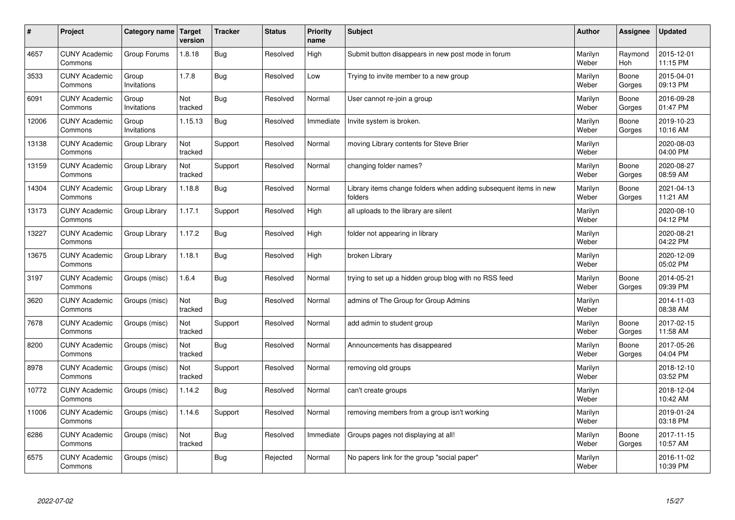| # | Project | Category name | Target version | Tracker | Status | Priority name | Subject | Author | Assignee | Updated |
|---|---|---|---|---|---|---|---|---|---|---|
| 4657 | CUNY Academic Commons | Group Forums | 1.8.18 | Bug | Resolved | High | Submit button disappears in new post mode in forum | Marilyn Weber | Raymond Hoh | 2015-12-01 11:15 PM |
| 3533 | CUNY Academic Commons | Group Invitations | 1.7.8 | Bug | Resolved | Low | Trying to invite member to a new group | Marilyn Weber | Boone Gorges | 2015-04-01 09:13 PM |
| 6091 | CUNY Academic Commons | Group Invitations | Not tracked | Bug | Resolved | Normal | User cannot re-join a group | Marilyn Weber | Boone Gorges | 2016-09-28 01:47 PM |
| 12006 | CUNY Academic Commons | Group Invitations | 1.15.13 | Bug | Resolved | Immediate | Invite system is broken. | Marilyn Weber | Boone Gorges | 2019-10-23 10:16 AM |
| 13138 | CUNY Academic Commons | Group Library | Not tracked | Support | Resolved | Normal | moving Library contents for Steve Brier | Marilyn Weber | | 2020-08-03 04:00 PM |
| 13159 | CUNY Academic Commons | Group Library | Not tracked | Support | Resolved | Normal | changing folder names? | Marilyn Weber | Boone Gorges | 2020-08-27 08:59 AM |
| 14304 | CUNY Academic Commons | Group Library | 1.18.8 | Bug | Resolved | Normal | Library items change folders when adding subsequent items in new folders | Marilyn Weber | Boone Gorges | 2021-04-13 11:21 AM |
| 13173 | CUNY Academic Commons | Group Library | 1.17.1 | Support | Resolved | High | all uploads to the library are silent | Marilyn Weber | | 2020-08-10 04:12 PM |
| 13227 | CUNY Academic Commons | Group Library | 1.17.2 | Bug | Resolved | High | folder not appearing in library | Marilyn Weber | | 2020-08-21 04:22 PM |
| 13675 | CUNY Academic Commons | Group Library | 1.18.1 | Bug | Resolved | High | broken Library | Marilyn Weber | | 2020-12-09 05:02 PM |
| 3197 | CUNY Academic Commons | Groups (misc) | 1.6.4 | Bug | Resolved | Normal | trying to set up a hidden group blog with no RSS feed | Marilyn Weber | Boone Gorges | 2014-05-21 09:39 PM |
| 3620 | CUNY Academic Commons | Groups (misc) | Not tracked | Bug | Resolved | Normal | admins of The Group for Group Admins | Marilyn Weber | | 2014-11-03 08:38 AM |
| 7678 | CUNY Academic Commons | Groups (misc) | Not tracked | Support | Resolved | Normal | add admin to student group | Marilyn Weber | Boone Gorges | 2017-02-15 11:58 AM |
| 8200 | CUNY Academic Commons | Groups (misc) | Not tracked | Bug | Resolved | Normal | Announcements has disappeared | Marilyn Weber | Boone Gorges | 2017-05-26 04:04 PM |
| 8978 | CUNY Academic Commons | Groups (misc) | Not tracked | Support | Resolved | Normal | removing old groups | Marilyn Weber | | 2018-12-10 03:52 PM |
| 10772 | CUNY Academic Commons | Groups (misc) | 1.14.2 | Bug | Resolved | Normal | can't create groups | Marilyn Weber | | 2018-12-04 10:42 AM |
| 11006 | CUNY Academic Commons | Groups (misc) | 1.14.6 | Support | Resolved | Normal | removing members from a group isn't working | Marilyn Weber | | 2019-01-24 03:18 PM |
| 6286 | CUNY Academic Commons | Groups (misc) | Not tracked | Bug | Resolved | Immediate | Groups pages not displaying at all! | Marilyn Weber | Boone Gorges | 2017-11-15 10:57 AM |
| 6575 | CUNY Academic Commons | Groups (misc) | | Bug | Rejected | Normal | No papers link for the group "social paper" | Marilyn Weber | | 2016-11-02 10:39 PM |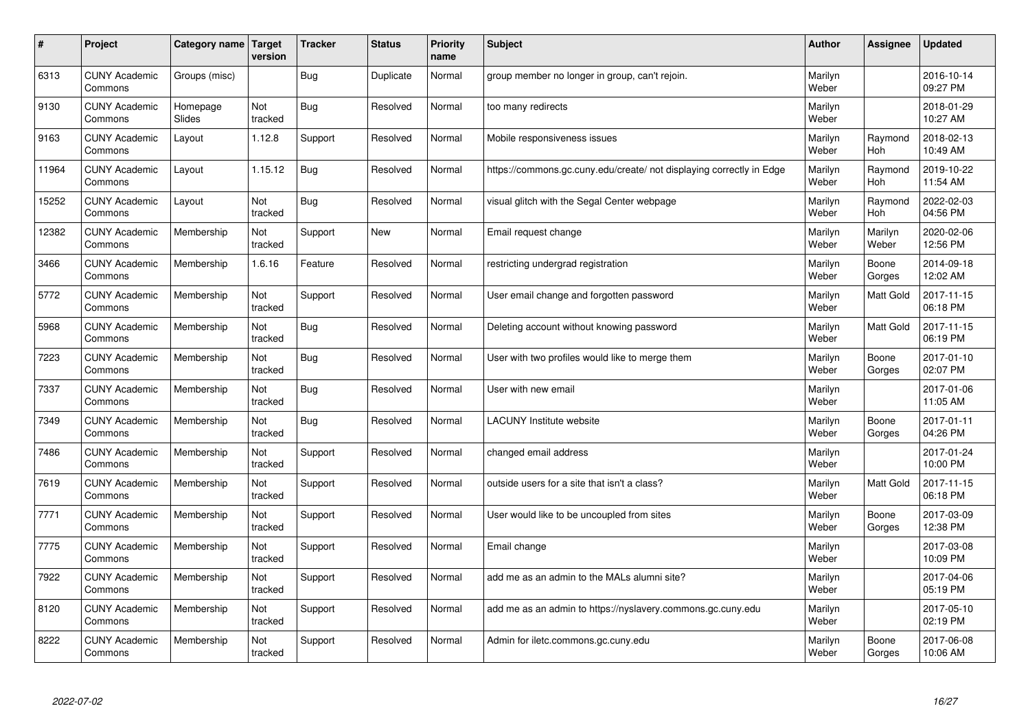| # | Project | Category name | Target version | Tracker | Status | Priority name | Subject | Author | Assignee | Updated |
|---|---|---|---|---|---|---|---|---|---|---|
| 6313 | CUNY Academic Commons | Groups (misc) | | Bug | Duplicate | Normal | group member no longer in group, can't rejoin. | Marilyn Weber | | 2016-10-14 09:27 PM |
| 9130 | CUNY Academic Commons | Homepage Slides | Not tracked | Bug | Resolved | Normal | too many redirects | Marilyn Weber | | 2018-01-29 10:27 AM |
| 9163 | CUNY Academic Commons | Layout | 1.12.8 | Support | Resolved | Normal | Mobile responsiveness issues | Marilyn Weber | Raymond Hoh | 2018-02-13 10:49 AM |
| 11964 | CUNY Academic Commons | Layout | 1.15.12 | Bug | Resolved | Normal | https://commons.gc.cuny.edu/create/ not displaying correctly in Edge | Marilyn Weber | Raymond Hoh | 2019-10-22 11:54 AM |
| 15252 | CUNY Academic Commons | Layout | Not tracked | Bug | Resolved | Normal | visual glitch with the Segal Center webpage | Marilyn Weber | Raymond Hoh | 2022-02-03 04:56 PM |
| 12382 | CUNY Academic Commons | Membership | Not tracked | Support | New | Normal | Email request change | Marilyn Weber | Marilyn Weber | 2020-02-06 12:56 PM |
| 3466 | CUNY Academic Commons | Membership | 1.6.16 | Feature | Resolved | Normal | restricting undergrad registration | Marilyn Weber | Boone Gorges | 2014-09-18 12:02 AM |
| 5772 | CUNY Academic Commons | Membership | Not tracked | Support | Resolved | Normal | User email change and forgotten password | Marilyn Weber | Matt Gold | 2017-11-15 06:18 PM |
| 5968 | CUNY Academic Commons | Membership | Not tracked | Bug | Resolved | Normal | Deleting account without knowing password | Marilyn Weber | Matt Gold | 2017-11-15 06:19 PM |
| 7223 | CUNY Academic Commons | Membership | Not tracked | Bug | Resolved | Normal | User with two profiles would like to merge them | Marilyn Weber | Boone Gorges | 2017-01-10 02:07 PM |
| 7337 | CUNY Academic Commons | Membership | Not tracked | Bug | Resolved | Normal | User with new email | Marilyn Weber | | 2017-01-06 11:05 AM |
| 7349 | CUNY Academic Commons | Membership | Not tracked | Bug | Resolved | Normal | LACUNY Institute website | Marilyn Weber | Boone Gorges | 2017-01-11 04:26 PM |
| 7486 | CUNY Academic Commons | Membership | Not tracked | Support | Resolved | Normal | changed email address | Marilyn Weber | | 2017-01-24 10:00 PM |
| 7619 | CUNY Academic Commons | Membership | Not tracked | Support | Resolved | Normal | outside users for a site that isn't a class? | Marilyn Weber | Matt Gold | 2017-11-15 06:18 PM |
| 7771 | CUNY Academic Commons | Membership | Not tracked | Support | Resolved | Normal | User would like to be uncoupled from sites | Marilyn Weber | Boone Gorges | 2017-03-09 12:38 PM |
| 7775 | CUNY Academic Commons | Membership | Not tracked | Support | Resolved | Normal | Email change | Marilyn Weber | | 2017-03-08 10:09 PM |
| 7922 | CUNY Academic Commons | Membership | Not tracked | Support | Resolved | Normal | add me as an admin to the MALs alumni site? | Marilyn Weber | | 2017-04-06 05:19 PM |
| 8120 | CUNY Academic Commons | Membership | Not tracked | Support | Resolved | Normal | add me as an admin to https://nyslavery.commons.gc.cuny.edu | Marilyn Weber | | 2017-05-10 02:19 PM |
| 8222 | CUNY Academic Commons | Membership | Not tracked | Support | Resolved | Normal | Admin for iletc.commons.gc.cuny.edu | Marilyn Weber | Boone Gorges | 2017-06-08 10:06 AM |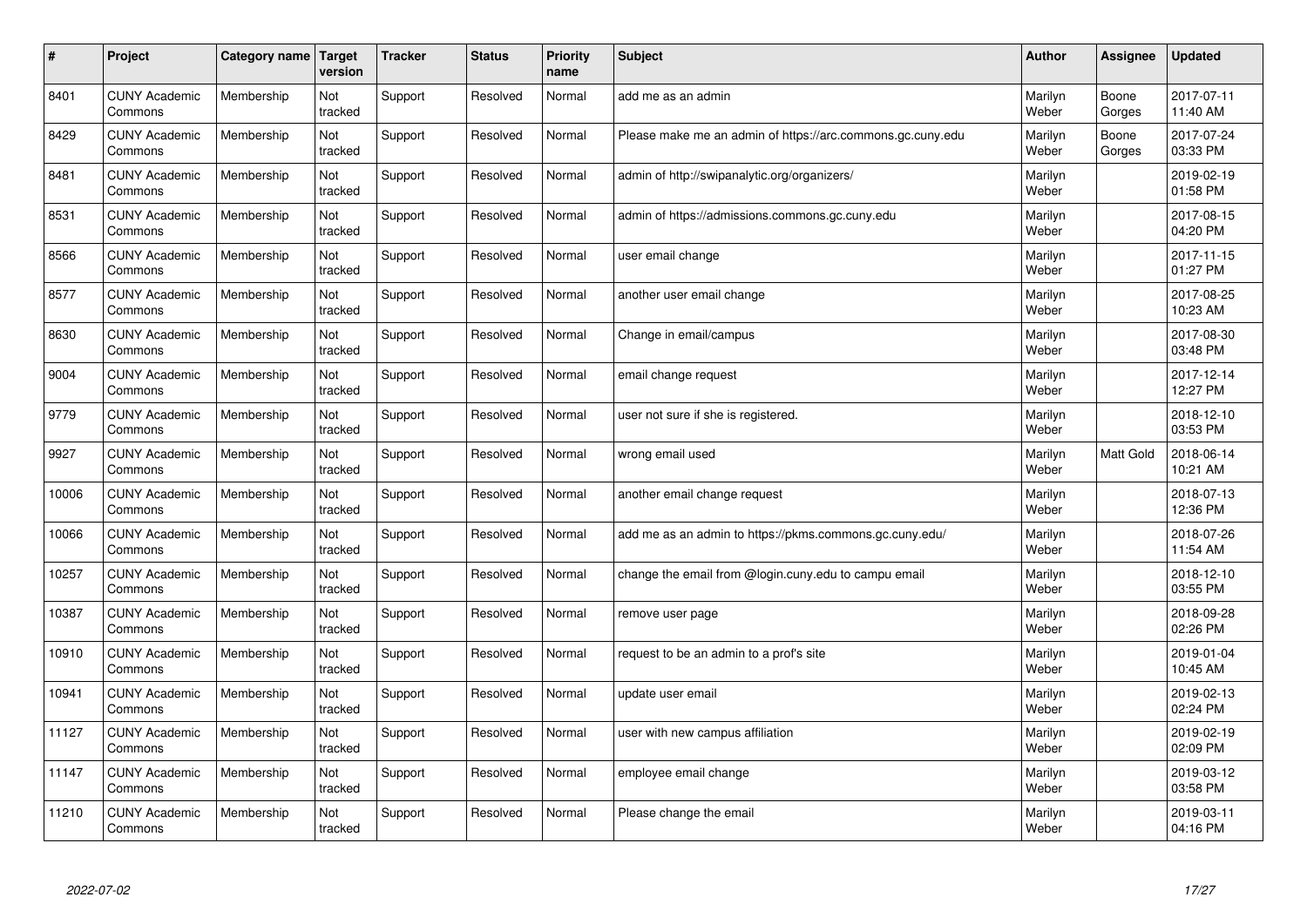| # | Project | Category name | Target version | Tracker | Status | Priority name | Subject | Author | Assignee | Updated |
|---|---|---|---|---|---|---|---|---|---|---|
| 8401 | CUNY Academic Commons | Membership | Not tracked | Support | Resolved | Normal | add me as an admin | Marilyn Weber | Boone Gorges | 2017-07-11 11:40 AM |
| 8429 | CUNY Academic Commons | Membership | Not tracked | Support | Resolved | Normal | Please make me an admin of https://arc.commons.gc.cuny.edu | Marilyn Weber | Boone Gorges | 2017-07-24 03:33 PM |
| 8481 | CUNY Academic Commons | Membership | Not tracked | Support | Resolved | Normal | admin of http://swipanalytic.org/organizers/ | Marilyn Weber | | 2019-02-19 01:58 PM |
| 8531 | CUNY Academic Commons | Membership | Not tracked | Support | Resolved | Normal | admin of https://admissions.commons.gc.cuny.edu | Marilyn Weber | | 2017-08-15 04:20 PM |
| 8566 | CUNY Academic Commons | Membership | Not tracked | Support | Resolved | Normal | user email change | Marilyn Weber | | 2017-11-15 01:27 PM |
| 8577 | CUNY Academic Commons | Membership | Not tracked | Support | Resolved | Normal | another user email change | Marilyn Weber | | 2017-08-25 10:23 AM |
| 8630 | CUNY Academic Commons | Membership | Not tracked | Support | Resolved | Normal | Change in email/campus | Marilyn Weber | | 2017-08-30 03:48 PM |
| 9004 | CUNY Academic Commons | Membership | Not tracked | Support | Resolved | Normal | email change request | Marilyn Weber | | 2017-12-14 12:27 PM |
| 9779 | CUNY Academic Commons | Membership | Not tracked | Support | Resolved | Normal | user not sure if she is registered. | Marilyn Weber | | 2018-12-10 03:53 PM |
| 9927 | CUNY Academic Commons | Membership | Not tracked | Support | Resolved | Normal | wrong email used | Marilyn Weber | Matt Gold | 2018-06-14 10:21 AM |
| 10006 | CUNY Academic Commons | Membership | Not tracked | Support | Resolved | Normal | another email change request | Marilyn Weber | | 2018-07-13 12:36 PM |
| 10066 | CUNY Academic Commons | Membership | Not tracked | Support | Resolved | Normal | add me as an admin to https://pkms.commons.gc.cuny.edu/ | Marilyn Weber | | 2018-07-26 11:54 AM |
| 10257 | CUNY Academic Commons | Membership | Not tracked | Support | Resolved | Normal | change the email from @login.cuny.edu to campu email | Marilyn Weber | | 2018-12-10 03:55 PM |
| 10387 | CUNY Academic Commons | Membership | Not tracked | Support | Resolved | Normal | remove user page | Marilyn Weber | | 2018-09-28 02:26 PM |
| 10910 | CUNY Academic Commons | Membership | Not tracked | Support | Resolved | Normal | request to be an admin to a prof's site | Marilyn Weber | | 2019-01-04 10:45 AM |
| 10941 | CUNY Academic Commons | Membership | Not tracked | Support | Resolved | Normal | update user email | Marilyn Weber | | 2019-02-13 02:24 PM |
| 11127 | CUNY Academic Commons | Membership | Not tracked | Support | Resolved | Normal | user with new campus affiliation | Marilyn Weber | | 2019-02-19 02:09 PM |
| 11147 | CUNY Academic Commons | Membership | Not tracked | Support | Resolved | Normal | employee email change | Marilyn Weber | | 2019-03-12 03:58 PM |
| 11210 | CUNY Academic Commons | Membership | Not tracked | Support | Resolved | Normal | Please change the email | Marilyn Weber | | 2019-03-11 04:16 PM |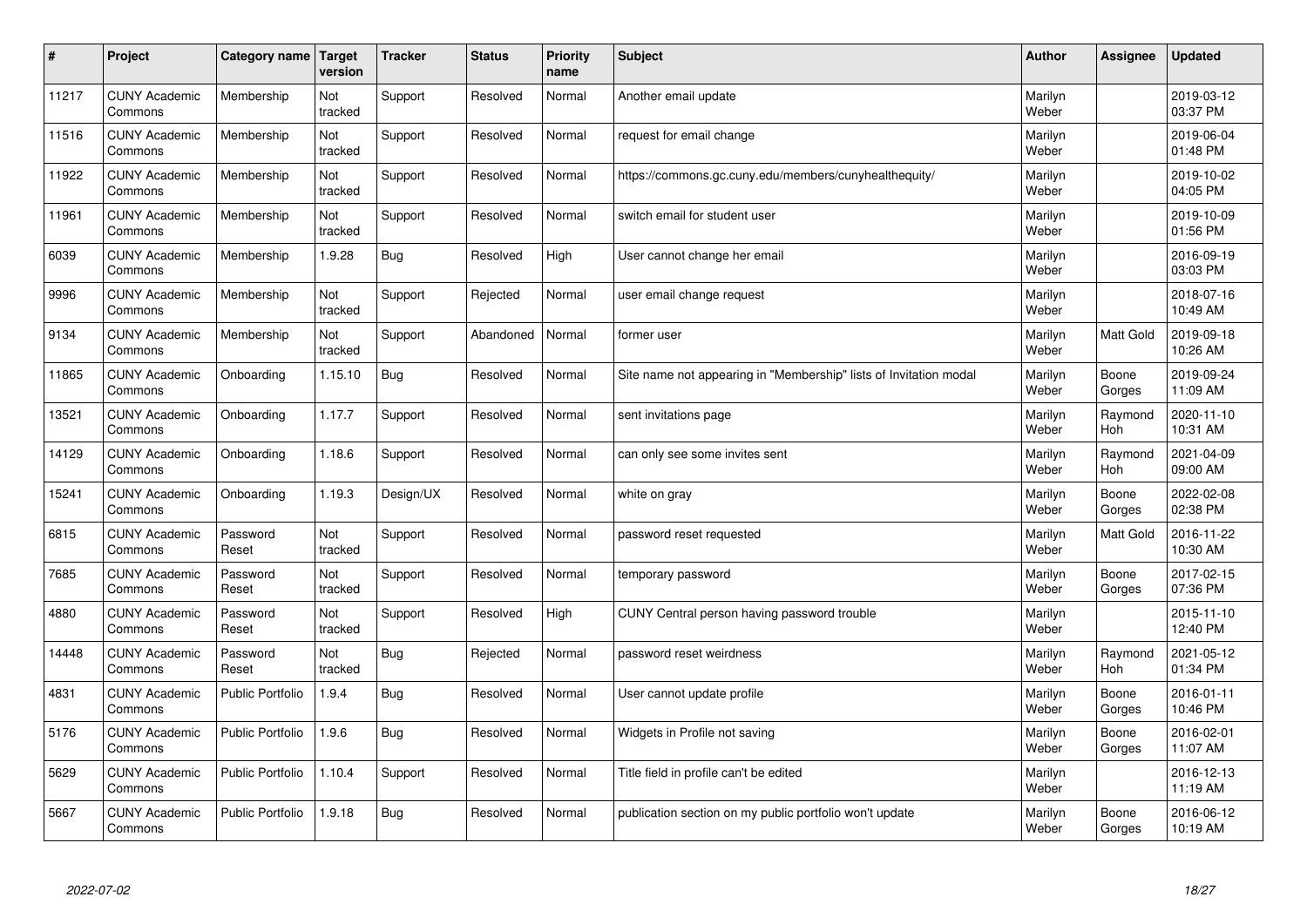| # | Project | Category name | Target version | Tracker | Status | Priority name | Subject | Author | Assignee | Updated |
|---|---|---|---|---|---|---|---|---|---|---|
| 11217 | CUNY Academic Commons | Membership | Not tracked | Support | Resolved | Normal | Another email update | Marilyn Weber | | 2019-03-12 03:37 PM |
| 11516 | CUNY Academic Commons | Membership | Not tracked | Support | Resolved | Normal | request for email change | Marilyn Weber | | 2019-06-04 01:48 PM |
| 11922 | CUNY Academic Commons | Membership | Not tracked | Support | Resolved | Normal | https://commons.gc.cuny.edu/members/cunyhealthequity/ | Marilyn Weber | | 2019-10-02 04:05 PM |
| 11961 | CUNY Academic Commons | Membership | Not tracked | Support | Resolved | Normal | switch email for student user | Marilyn Weber | | 2019-10-09 01:56 PM |
| 6039 | CUNY Academic Commons | Membership | 1.9.28 | Bug | Resolved | High | User cannot change her email | Marilyn Weber | | 2016-09-19 03:03 PM |
| 9996 | CUNY Academic Commons | Membership | Not tracked | Support | Rejected | Normal | user email change request | Marilyn Weber | | 2018-07-16 10:49 AM |
| 9134 | CUNY Academic Commons | Membership | Not tracked | Support | Abandoned | Normal | former user | Marilyn Weber | Matt Gold | 2019-09-18 10:26 AM |
| 11865 | CUNY Academic Commons | Onboarding | 1.15.10 | Bug | Resolved | Normal | Site name not appearing in "Membership" lists of Invitation modal | Marilyn Weber | Boone Gorges | 2019-09-24 11:09 AM |
| 13521 | CUNY Academic Commons | Onboarding | 1.17.7 | Support | Resolved | Normal | sent invitations page | Marilyn Weber | Raymond Hoh | 2020-11-10 10:31 AM |
| 14129 | CUNY Academic Commons | Onboarding | 1.18.6 | Support | Resolved | Normal | can only see some invites sent | Marilyn Weber | Raymond Hoh | 2021-04-09 09:00 AM |
| 15241 | CUNY Academic Commons | Onboarding | 1.19.3 | Design/UX | Resolved | Normal | white on gray | Marilyn Weber | Boone Gorges | 2022-02-08 02:38 PM |
| 6815 | CUNY Academic Commons | Password Reset | Not tracked | Support | Resolved | Normal | password reset requested | Marilyn Weber | Matt Gold | 2016-11-22 10:30 AM |
| 7685 | CUNY Academic Commons | Password Reset | Not tracked | Support | Resolved | Normal | temporary password | Marilyn Weber | Boone Gorges | 2017-02-15 07:36 PM |
| 4880 | CUNY Academic Commons | Password Reset | Not tracked | Support | Resolved | High | CUNY Central person having password trouble | Marilyn Weber | | 2015-11-10 12:40 PM |
| 14448 | CUNY Academic Commons | Password Reset | Not tracked | Bug | Rejected | Normal | password reset weirdness | Marilyn Weber | Raymond Hoh | 2021-05-12 01:34 PM |
| 4831 | CUNY Academic Commons | Public Portfolio | 1.9.4 | Bug | Resolved | Normal | User cannot update profile | Marilyn Weber | Boone Gorges | 2016-01-11 10:46 PM |
| 5176 | CUNY Academic Commons | Public Portfolio | 1.9.6 | Bug | Resolved | Normal | Widgets in Profile not saving | Marilyn Weber | Boone Gorges | 2016-02-01 11:07 AM |
| 5629 | CUNY Academic Commons | Public Portfolio | 1.10.4 | Support | Resolved | Normal | Title field in profile can't be edited | Marilyn Weber | | 2016-12-13 11:19 AM |
| 5667 | CUNY Academic Commons | Public Portfolio | 1.9.18 | Bug | Resolved | Normal | publication section on my public portfolio won't update | Marilyn Weber | Boone Gorges | 2016-06-12 10:19 AM |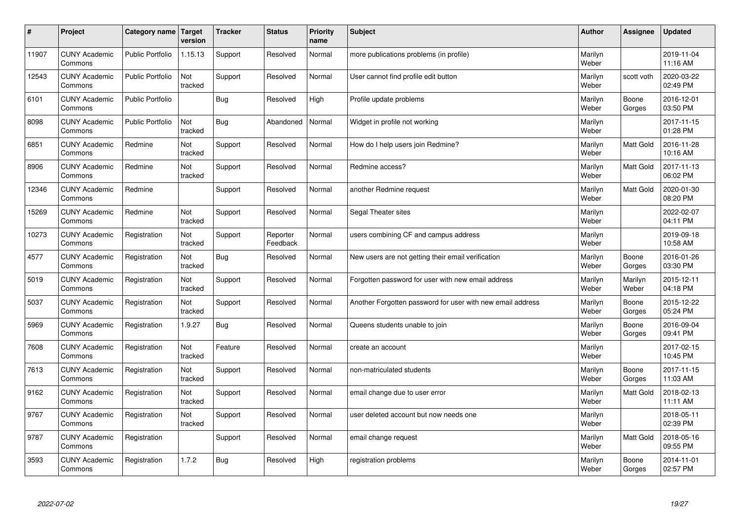| # | Project | Category name | Target version | Tracker | Status | Priority name | Subject | Author | Assignee | Updated |
|---|---|---|---|---|---|---|---|---|---|---|
| 11907 | CUNY Academic Commons | Public Portfolio | 1.15.13 | Support | Resolved | Normal | more publications problems (in profile) | Marilyn Weber | | 2019-11-04 11:16 AM |
| 12543 | CUNY Academic Commons | Public Portfolio | Not tracked | Support | Resolved | Normal | User cannot find profile edit button | Marilyn Weber | scott voth | 2020-03-22 02:49 PM |
| 6101 | CUNY Academic Commons | Public Portfolio | | Bug | Resolved | High | Profile update problems | Marilyn Weber | Boone Gorges | 2016-12-01 03:50 PM |
| 8098 | CUNY Academic Commons | Public Portfolio | Not tracked | Bug | Abandoned | Normal | Widget in profile not working | Marilyn Weber | | 2017-11-15 01:28 PM |
| 6851 | CUNY Academic Commons | Redmine | Not tracked | Support | Resolved | Normal | How do I help users join Redmine? | Marilyn Weber | Matt Gold | 2016-11-28 10:16 AM |
| 8906 | CUNY Academic Commons | Redmine | Not tracked | Support | Resolved | Normal | Redmine access? | Marilyn Weber | Matt Gold | 2017-11-13 06:02 PM |
| 12346 | CUNY Academic Commons | Redmine | | Support | Resolved | Normal | another Redmine request | Marilyn Weber | Matt Gold | 2020-01-30 08:20 PM |
| 15269 | CUNY Academic Commons | Redmine | Not tracked | Support | Resolved | Normal | Segal Theater sites | Marilyn Weber | | 2022-02-07 04:11 PM |
| 10273 | CUNY Academic Commons | Registration | Not tracked | Support | Reporter Feedback | Normal | users combining CF and campus address | Marilyn Weber | | 2019-09-18 10:58 AM |
| 4577 | CUNY Academic Commons | Registration | Not tracked | Bug | Resolved | Normal | New users are not getting their email verification | Marilyn Weber | Boone Gorges | 2016-01-26 03:30 PM |
| 5019 | CUNY Academic Commons | Registration | Not tracked | Support | Resolved | Normal | Forgotten password for user with new email address | Marilyn Weber | Marilyn Weber | 2015-12-11 04:18 PM |
| 5037 | CUNY Academic Commons | Registration | Not tracked | Support | Resolved | Normal | Another Forgotten password for user with new email address | Marilyn Weber | Boone Gorges | 2015-12-22 05:24 PM |
| 5969 | CUNY Academic Commons | Registration | 1.9.27 | Bug | Resolved | Normal | Queens students unable to join | Marilyn Weber | Boone Gorges | 2016-09-04 09:41 PM |
| 7608 | CUNY Academic Commons | Registration | Not tracked | Feature | Resolved | Normal | create an account | Marilyn Weber | | 2017-02-15 10:45 PM |
| 7613 | CUNY Academic Commons | Registration | Not tracked | Support | Resolved | Normal | non-matriculated students | Marilyn Weber | Boone Gorges | 2017-11-15 11:03 AM |
| 9162 | CUNY Academic Commons | Registration | Not tracked | Support | Resolved | Normal | email change due to user error | Marilyn Weber | Matt Gold | 2018-02-13 11:11 AM |
| 9767 | CUNY Academic Commons | Registration | Not tracked | Support | Resolved | Normal | user deleted account but now needs one | Marilyn Weber | | 2018-05-11 02:39 PM |
| 9787 | CUNY Academic Commons | Registration | | Support | Resolved | Normal | email change request | Marilyn Weber | Matt Gold | 2018-05-16 09:55 PM |
| 3593 | CUNY Academic Commons | Registration | 1.7.2 | Bug | Resolved | High | registration problems | Marilyn Weber | Boone Gorges | 2014-11-01 02:57 PM |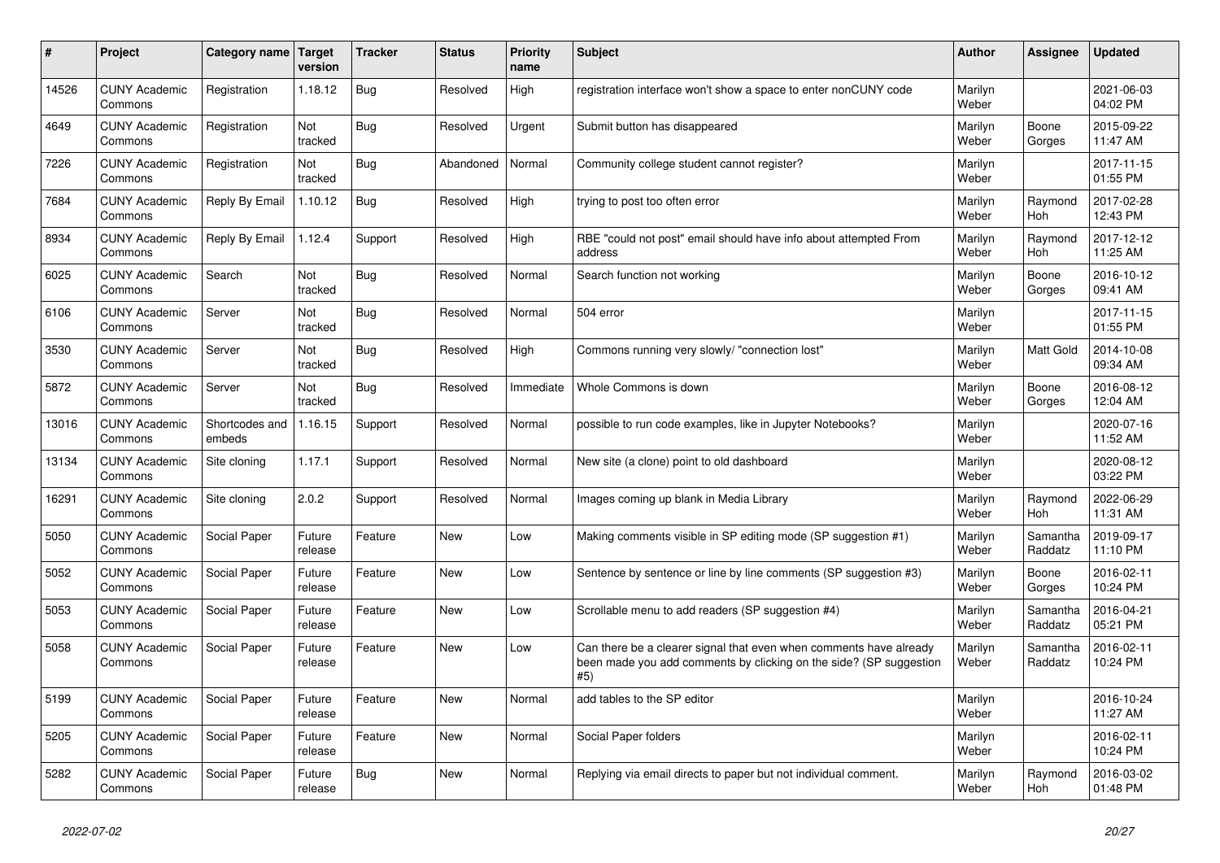| # | Project | Category name | Target version | Tracker | Status | Priority name | Subject | Author | Assignee | Updated |
|---|---|---|---|---|---|---|---|---|---|---|
| 14526 | CUNY Academic Commons | Registration | 1.18.12 | Bug | Resolved | High | registration interface won't show a space to enter nonCUNY code | Marilyn Weber | | 2021-06-03 04:02 PM |
| 4649 | CUNY Academic Commons | Registration | Not tracked | Bug | Resolved | Urgent | Submit button has disappeared | Marilyn Weber | Boone Gorges | 2015-09-22 11:47 AM |
| 7226 | CUNY Academic Commons | Registration | Not tracked | Bug | Abandoned | Normal | Community college student cannot register? | Marilyn Weber | | 2017-11-15 01:55 PM |
| 7684 | CUNY Academic Commons | Reply By Email | 1.10.12 | Bug | Resolved | High | trying to post too often error | Marilyn Weber | Raymond Hoh | 2017-02-28 12:43 PM |
| 8934 | CUNY Academic Commons | Reply By Email | 1.12.4 | Support | Resolved | High | RBE "could not post" email should have info about attempted From address | Marilyn Weber | Raymond Hoh | 2017-12-12 11:25 AM |
| 6025 | CUNY Academic Commons | Search | Not tracked | Bug | Resolved | Normal | Search function not working | Marilyn Weber | Boone Gorges | 2016-10-12 09:41 AM |
| 6106 | CUNY Academic Commons | Server | Not tracked | Bug | Resolved | Normal | 504 error | Marilyn Weber | | 2017-11-15 01:55 PM |
| 3530 | CUNY Academic Commons | Server | Not tracked | Bug | Resolved | High | Commons running very slowly/ "connection lost" | Marilyn Weber | Matt Gold | 2014-10-08 09:34 AM |
| 5872 | CUNY Academic Commons | Server | Not tracked | Bug | Resolved | Immediate | Whole Commons is down | Marilyn Weber | Boone Gorges | 2016-08-12 12:04 AM |
| 13016 | CUNY Academic Commons | Shortcodes and embeds | 1.16.15 | Support | Resolved | Normal | possible to run code examples, like in Jupyter Notebooks? | Marilyn Weber | | 2020-07-16 11:52 AM |
| 13134 | CUNY Academic Commons | Site cloning | 1.17.1 | Support | Resolved | Normal | New site (a clone) point to old dashboard | Marilyn Weber | | 2020-08-12 03:22 PM |
| 16291 | CUNY Academic Commons | Site cloning | 2.0.2 | Support | Resolved | Normal | Images coming up blank in Media Library | Marilyn Weber | Raymond Hoh | 2022-06-29 11:31 AM |
| 5050 | CUNY Academic Commons | Social Paper | Future release | Feature | New | Low | Making comments visible in SP editing mode (SP suggestion #1) | Marilyn Weber | Samantha Raddatz | 2019-09-17 11:10 PM |
| 5052 | CUNY Academic Commons | Social Paper | Future release | Feature | New | Low | Sentence by sentence or line by line comments (SP suggestion #3) | Marilyn Weber | Boone Gorges | 2016-02-11 10:24 PM |
| 5053 | CUNY Academic Commons | Social Paper | Future release | Feature | New | Low | Scrollable menu to add readers (SP suggestion #4) | Marilyn Weber | Samantha Raddatz | 2016-04-21 05:21 PM |
| 5058 | CUNY Academic Commons | Social Paper | Future release | Feature | New | Low | Can there be a clearer signal that even when comments have already been made you add comments by clicking on the side? (SP suggestion #5) | Marilyn Weber | Samantha Raddatz | 2016-02-11 10:24 PM |
| 5199 | CUNY Academic Commons | Social Paper | Future release | Feature | New | Normal | add tables to the SP editor | Marilyn Weber | | 2016-10-24 11:27 AM |
| 5205 | CUNY Academic Commons | Social Paper | Future release | Feature | New | Normal | Social Paper folders | Marilyn Weber | | 2016-02-11 10:24 PM |
| 5282 | CUNY Academic Commons | Social Paper | Future release | Bug | New | Normal | Replying via email directs to paper but not individual comment. | Marilyn Weber | Raymond Hoh | 2016-03-02 01:48 PM |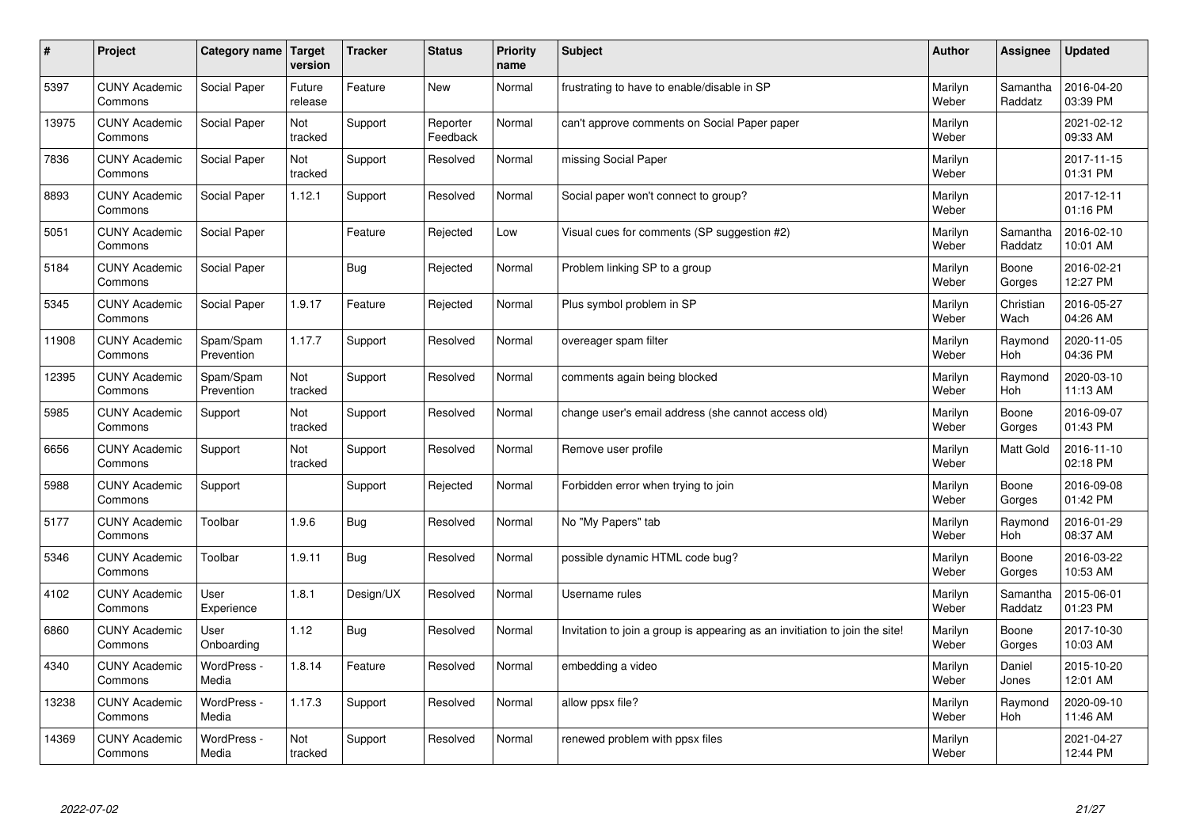| # | Project | Category name | Target version | Tracker | Status | Priority name | Subject | Author | Assignee | Updated |
|---|---|---|---|---|---|---|---|---|---|---|
| 5397 | CUNY Academic Commons | Social Paper | Future release | Feature | New | Normal | frustrating to have to enable/disable in SP | Marilyn Weber | Samantha Raddatz | 2016-04-20 03:39 PM |
| 13975 | CUNY Academic Commons | Social Paper | Not tracked | Support | Reporter Feedback | Normal | can't approve comments on Social Paper paper | Marilyn Weber | | 2021-02-12 09:33 AM |
| 7836 | CUNY Academic Commons | Social Paper | Not tracked | Support | Resolved | Normal | missing Social Paper | Marilyn Weber | | 2017-11-15 01:31 PM |
| 8893 | CUNY Academic Commons | Social Paper | 1.12.1 | Support | Resolved | Normal | Social paper won't connect to group? | Marilyn Weber | | 2017-12-11 01:16 PM |
| 5051 | CUNY Academic Commons | Social Paper | | Feature | Rejected | Low | Visual cues for comments (SP suggestion #2) | Marilyn Weber | Samantha Raddatz | 2016-02-10 10:01 AM |
| 5184 | CUNY Academic Commons | Social Paper | | Bug | Rejected | Normal | Problem linking SP to a group | Marilyn Weber | Boone Gorges | 2016-02-21 12:27 PM |
| 5345 | CUNY Academic Commons | Social Paper | 1.9.17 | Feature | Rejected | Normal | Plus symbol problem in SP | Marilyn Weber | Christian Wach | 2016-05-27 04:26 AM |
| 11908 | CUNY Academic Commons | Spam/Spam Prevention | 1.17.7 | Support | Resolved | Normal | overeager spam filter | Marilyn Weber | Raymond Hoh | 2020-11-05 04:36 PM |
| 12395 | CUNY Academic Commons | Spam/Spam Prevention | Not tracked | Support | Resolved | Normal | comments again being blocked | Marilyn Weber | Raymond Hoh | 2020-03-10 11:13 AM |
| 5985 | CUNY Academic Commons | Support | Not tracked | Support | Resolved | Normal | change user's email address (she cannot access old) | Marilyn Weber | Boone Gorges | 2016-09-07 01:43 PM |
| 6656 | CUNY Academic Commons | Support | Not tracked | Support | Resolved | Normal | Remove user profile | Marilyn Weber | Matt Gold | 2016-11-10 02:18 PM |
| 5988 | CUNY Academic Commons | Support | | Support | Rejected | Normal | Forbidden error when trying to join | Marilyn Weber | Boone Gorges | 2016-09-08 01:42 PM |
| 5177 | CUNY Academic Commons | Toolbar | 1.9.6 | Bug | Resolved | Normal | No "My Papers" tab | Marilyn Weber | Raymond Hoh | 2016-01-29 08:37 AM |
| 5346 | CUNY Academic Commons | Toolbar | 1.9.11 | Bug | Resolved | Normal | possible dynamic HTML code bug? | Marilyn Weber | Boone Gorges | 2016-03-22 10:53 AM |
| 4102 | CUNY Academic Commons | User Experience | 1.8.1 | Design/UX | Resolved | Normal | Username rules | Marilyn Weber | Samantha Raddatz | 2015-06-01 01:23 PM |
| 6860 | CUNY Academic Commons | User Onboarding | 1.12 | Bug | Resolved | Normal | Invitation to join a group is appearing as an invitiation to join the site! | Marilyn Weber | Boone Gorges | 2017-10-30 10:03 AM |
| 4340 | CUNY Academic Commons | WordPress - Media | 1.8.14 | Feature | Resolved | Normal | embedding a video | Marilyn Weber | Daniel Jones | 2015-10-20 12:01 AM |
| 13238 | CUNY Academic Commons | WordPress - Media | 1.17.3 | Support | Resolved | Normal | allow ppsx file? | Marilyn Weber | Raymond Hoh | 2020-09-10 11:46 AM |
| 14369 | CUNY Academic Commons | WordPress - Media | Not tracked | Support | Resolved | Normal | renewed problem with ppsx files | Marilyn Weber | | 2021-04-27 12:44 PM |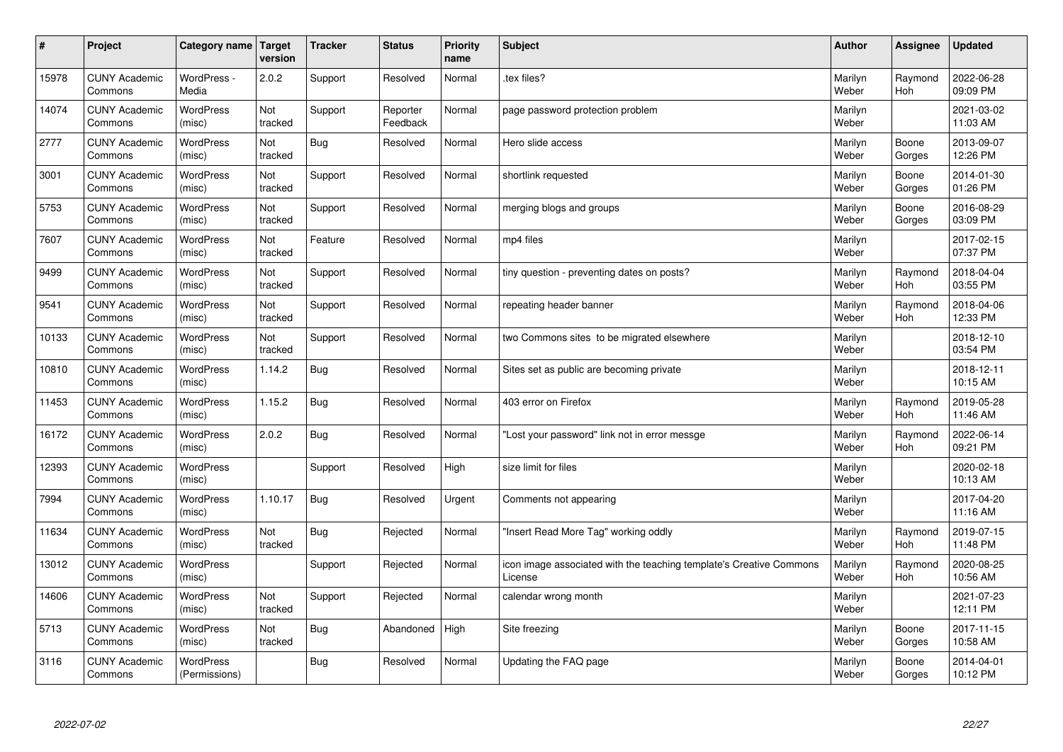| # | Project | Category name | Target version | Tracker | Status | Priority name | Subject | Author | Assignee | Updated |
|---|---|---|---|---|---|---|---|---|---|---|
| 15978 | CUNY Academic Commons | WordPress - Media | 2.0.2 | Support | Resolved | Normal | .tex files? | Marilyn Weber | Raymond Hoh | 2022-06-28 09:09 PM |
| 14074 | CUNY Academic Commons | WordPress (misc) | Not tracked | Support | Reporter Feedback | Normal | page password protection problem | Marilyn Weber | | 2021-03-02 11:03 AM |
| 2777 | CUNY Academic Commons | WordPress (misc) | Not tracked | Bug | Resolved | Normal | Hero slide access | Marilyn Weber | Boone Gorges | 2013-09-07 12:26 PM |
| 3001 | CUNY Academic Commons | WordPress (misc) | Not tracked | Support | Resolved | Normal | shortlink requested | Marilyn Weber | Boone Gorges | 2014-01-30 01:26 PM |
| 5753 | CUNY Academic Commons | WordPress (misc) | Not tracked | Support | Resolved | Normal | merging blogs and groups | Marilyn Weber | Boone Gorges | 2016-08-29 03:09 PM |
| 7607 | CUNY Academic Commons | WordPress (misc) | Not tracked | Feature | Resolved | Normal | mp4 files | Marilyn Weber | | 2017-02-15 07:37 PM |
| 9499 | CUNY Academic Commons | WordPress (misc) | Not tracked | Support | Resolved | Normal | tiny question - preventing dates on posts? | Marilyn Weber | Raymond Hoh | 2018-04-04 03:55 PM |
| 9541 | CUNY Academic Commons | WordPress (misc) | Not tracked | Support | Resolved | Normal | repeating header banner | Marilyn Weber | Raymond Hoh | 2018-04-06 12:33 PM |
| 10133 | CUNY Academic Commons | WordPress (misc) | Not tracked | Support | Resolved | Normal | two Commons sites to be migrated elsewhere | Marilyn Weber | | 2018-12-10 03:54 PM |
| 10810 | CUNY Academic Commons | WordPress (misc) | 1.14.2 | Bug | Resolved | Normal | Sites set as public are becoming private | Marilyn Weber | | 2018-12-11 10:15 AM |
| 11453 | CUNY Academic Commons | WordPress (misc) | 1.15.2 | Bug | Resolved | Normal | 403 error on Firefox | Marilyn Weber | Raymond Hoh | 2019-05-28 11:46 AM |
| 16172 | CUNY Academic Commons | WordPress (misc) | 2.0.2 | Bug | Resolved | Normal | "Lost your password" link not in error messge | Marilyn Weber | Raymond Hoh | 2022-06-14 09:21 PM |
| 12393 | CUNY Academic Commons | WordPress (misc) | | Support | Resolved | High | size limit for files | Marilyn Weber | | 2020-02-18 10:13 AM |
| 7994 | CUNY Academic Commons | WordPress (misc) | 1.10.17 | Bug | Resolved | Urgent | Comments not appearing | Marilyn Weber | | 2017-04-20 11:16 AM |
| 11634 | CUNY Academic Commons | WordPress (misc) | Not tracked | Bug | Rejected | Normal | "Insert Read More Tag" working oddly | Marilyn Weber | Raymond Hoh | 2019-07-15 11:48 PM |
| 13012 | CUNY Academic Commons | WordPress (misc) | | Support | Rejected | Normal | icon image associated with the teaching template's Creative Commons License | Marilyn Weber | Raymond Hoh | 2020-08-25 10:56 AM |
| 14606 | CUNY Academic Commons | WordPress (misc) | Not tracked | Support | Rejected | Normal | calendar wrong month | Marilyn Weber | | 2021-07-23 12:11 PM |
| 5713 | CUNY Academic Commons | WordPress (misc) | Not tracked | Bug | Abandoned | High | Site freezing | Marilyn Weber | Boone Gorges | 2017-11-15 10:58 AM |
| 3116 | CUNY Academic Commons | WordPress (Permissions) | | Bug | Resolved | Normal | Updating the FAQ page | Marilyn Weber | Boone Gorges | 2014-04-01 10:12 PM |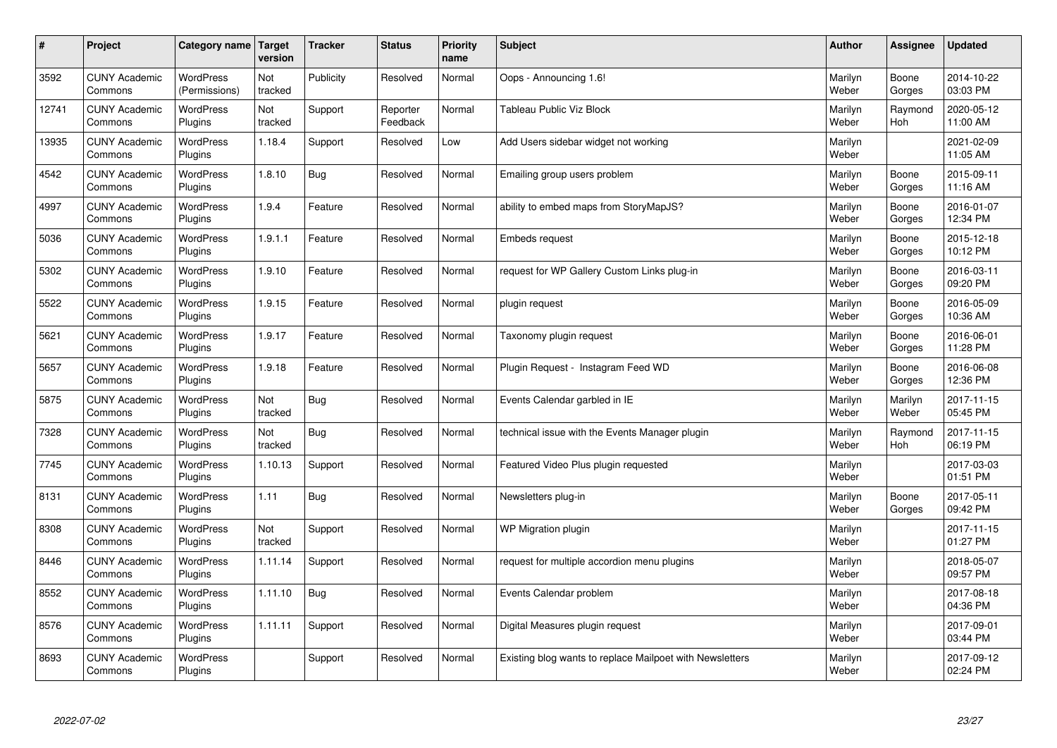| # | Project | Category name | Target version | Tracker | Status | Priority name | Subject | Author | Assignee | Updated |
|---|---|---|---|---|---|---|---|---|---|---|
| 3592 | CUNY Academic Commons | WordPress (Permissions) | Not tracked | Publicity | Resolved | Normal | Oops - Announcing 1.6! | Marilyn Weber | Boone Gorges | 2014-10-22 03:03 PM |
| 12741 | CUNY Academic Commons | WordPress Plugins | Not tracked | Support | Reporter Feedback | Normal | Tableau Public Viz Block | Marilyn Weber | Raymond Hoh | 2020-05-12 11:00 AM |
| 13935 | CUNY Academic Commons | WordPress Plugins | 1.18.4 | Support | Resolved | Low | Add Users sidebar widget not working | Marilyn Weber | | 2021-02-09 11:05 AM |
| 4542 | CUNY Academic Commons | WordPress Plugins | 1.8.10 | Bug | Resolved | Normal | Emailing group users problem | Marilyn Weber | Boone Gorges | 2015-09-11 11:16 AM |
| 4997 | CUNY Academic Commons | WordPress Plugins | 1.9.4 | Feature | Resolved | Normal | ability to embed maps from StoryMapJS? | Marilyn Weber | Boone Gorges | 2016-01-07 12:34 PM |
| 5036 | CUNY Academic Commons | WordPress Plugins | 1.9.1.1 | Feature | Resolved | Normal | Embeds request | Marilyn Weber | Boone Gorges | 2015-12-18 10:12 PM |
| 5302 | CUNY Academic Commons | WordPress Plugins | 1.9.10 | Feature | Resolved | Normal | request for WP Gallery Custom Links plug-in | Marilyn Weber | Boone Gorges | 2016-03-11 09:20 PM |
| 5522 | CUNY Academic Commons | WordPress Plugins | 1.9.15 | Feature | Resolved | Normal | plugin request | Marilyn Weber | Boone Gorges | 2016-05-09 10:36 AM |
| 5621 | CUNY Academic Commons | WordPress Plugins | 1.9.17 | Feature | Resolved | Normal | Taxonomy plugin request | Marilyn Weber | Boone Gorges | 2016-06-01 11:28 PM |
| 5657 | CUNY Academic Commons | WordPress Plugins | 1.9.18 | Feature | Resolved | Normal | Plugin Request - Instagram Feed WD | Marilyn Weber | Boone Gorges | 2016-06-08 12:36 PM |
| 5875 | CUNY Academic Commons | WordPress Plugins | Not tracked | Bug | Resolved | Normal | Events Calendar garbled in IE | Marilyn Weber | Marilyn Weber | 2017-11-15 05:45 PM |
| 7328 | CUNY Academic Commons | WordPress Plugins | Not tracked | Bug | Resolved | Normal | technical issue with the Events Manager plugin | Marilyn Weber | Raymond Hoh | 2017-11-15 06:19 PM |
| 7745 | CUNY Academic Commons | WordPress Plugins | 1.10.13 | Support | Resolved | Normal | Featured Video Plus plugin requested | Marilyn Weber | | 2017-03-03 01:51 PM |
| 8131 | CUNY Academic Commons | WordPress Plugins | 1.11 | Bug | Resolved | Normal | Newsletters plug-in | Marilyn Weber | Boone Gorges | 2017-05-11 09:42 PM |
| 8308 | CUNY Academic Commons | WordPress Plugins | Not tracked | Support | Resolved | Normal | WP Migration plugin | Marilyn Weber | | 2017-11-15 01:27 PM |
| 8446 | CUNY Academic Commons | WordPress Plugins | 1.11.14 | Support | Resolved | Normal | request for multiple accordion menu plugins | Marilyn Weber | | 2018-05-07 09:57 PM |
| 8552 | CUNY Academic Commons | WordPress Plugins | 1.11.10 | Bug | Resolved | Normal | Events Calendar problem | Marilyn Weber | | 2017-08-18 04:36 PM |
| 8576 | CUNY Academic Commons | WordPress Plugins | 1.11.11 | Support | Resolved | Normal | Digital Measures plugin request | Marilyn Weber | | 2017-09-01 03:44 PM |
| 8693 | CUNY Academic Commons | WordPress Plugins | | Support | Resolved | Normal | Existing blog wants to replace Mailpoet with Newsletters | Marilyn Weber | | 2017-09-12 02:24 PM |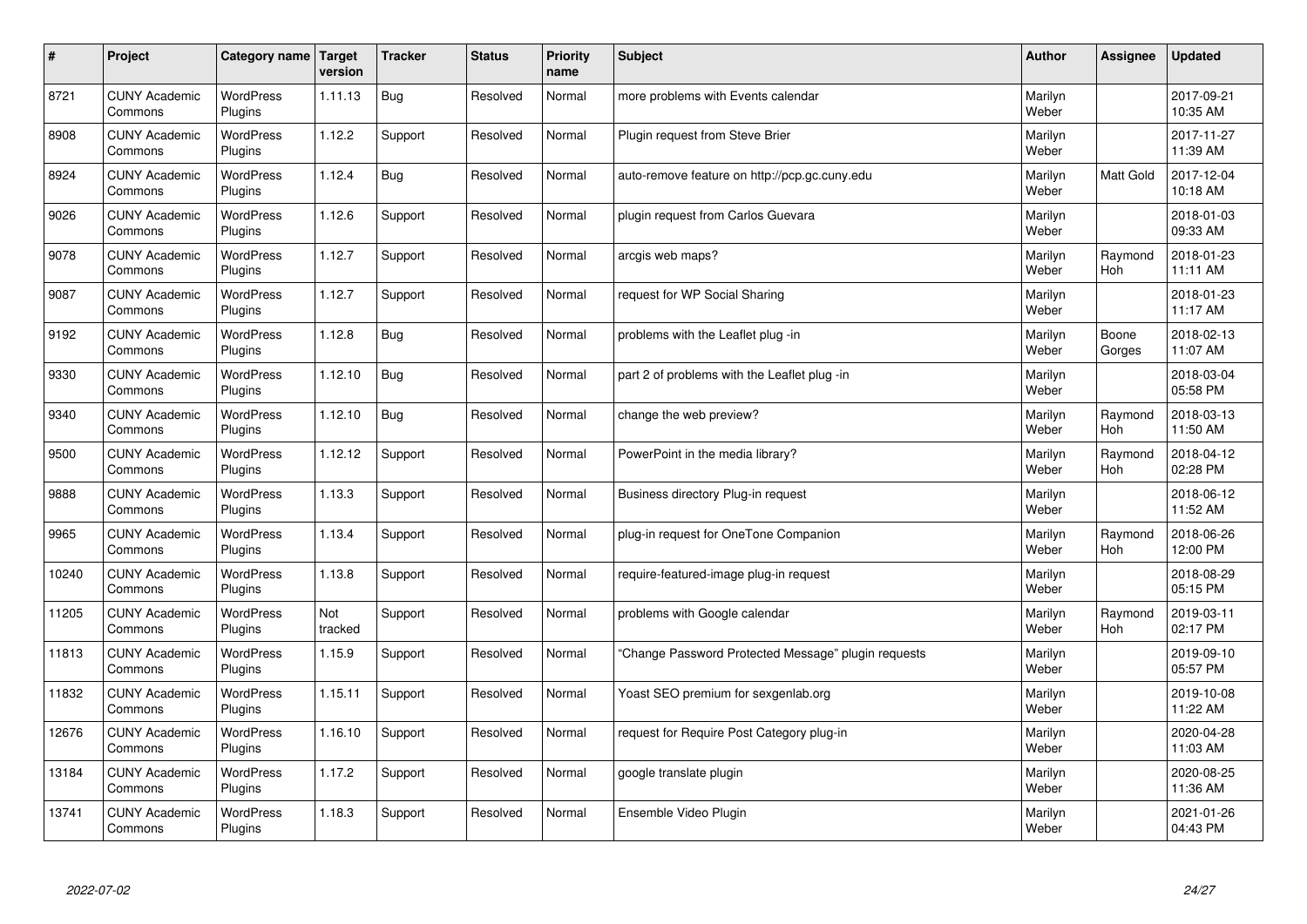| # | Project | Category name | Target version | Tracker | Status | Priority name | Subject | Author | Assignee | Updated |
|---|---|---|---|---|---|---|---|---|---|---|
| 8721 | CUNY Academic Commons | WordPress Plugins | 1.11.13 | Bug | Resolved | Normal | more problems with Events calendar | Marilyn Weber | | 2017-09-21 10:35 AM |
| 8908 | CUNY Academic Commons | WordPress Plugins | 1.12.2 | Support | Resolved | Normal | Plugin request from Steve Brier | Marilyn Weber | | 2017-11-27 11:39 AM |
| 8924 | CUNY Academic Commons | WordPress Plugins | 1.12.4 | Bug | Resolved | Normal | auto-remove feature on http://pcp.gc.cuny.edu | Marilyn Weber | Matt Gold | 2017-12-04 10:18 AM |
| 9026 | CUNY Academic Commons | WordPress Plugins | 1.12.6 | Support | Resolved | Normal | plugin request from Carlos Guevara | Marilyn Weber | | 2018-01-03 09:33 AM |
| 9078 | CUNY Academic Commons | WordPress Plugins | 1.12.7 | Support | Resolved | Normal | arcgis web maps? | Marilyn Weber | Raymond Hoh | 2018-01-23 11:11 AM |
| 9087 | CUNY Academic Commons | WordPress Plugins | 1.12.7 | Support | Resolved | Normal | request for WP Social Sharing | Marilyn Weber | | 2018-01-23 11:17 AM |
| 9192 | CUNY Academic Commons | WordPress Plugins | 1.12.8 | Bug | Resolved | Normal | problems with the Leaflet plug -in | Marilyn Weber | Boone Gorges | 2018-02-13 11:07 AM |
| 9330 | CUNY Academic Commons | WordPress Plugins | 1.12.10 | Bug | Resolved | Normal | part 2 of problems with the Leaflet plug -in | Marilyn Weber | | 2018-03-04 05:58 PM |
| 9340 | CUNY Academic Commons | WordPress Plugins | 1.12.10 | Bug | Resolved | Normal | change the web preview? | Marilyn Weber | Raymond Hoh | 2018-03-13 11:50 AM |
| 9500 | CUNY Academic Commons | WordPress Plugins | 1.12.12 | Support | Resolved | Normal | PowerPoint in the media library? | Marilyn Weber | Raymond Hoh | 2018-04-12 02:28 PM |
| 9888 | CUNY Academic Commons | WordPress Plugins | 1.13.3 | Support | Resolved | Normal | Business directory Plug-in request | Marilyn Weber | | 2018-06-12 11:52 AM |
| 9965 | CUNY Academic Commons | WordPress Plugins | 1.13.4 | Support | Resolved | Normal | plug-in request for OneTone Companion | Marilyn Weber | Raymond Hoh | 2018-06-26 12:00 PM |
| 10240 | CUNY Academic Commons | WordPress Plugins | 1.13.8 | Support | Resolved | Normal | require-featured-image plug-in request | Marilyn Weber | | 2018-08-29 05:15 PM |
| 11205 | CUNY Academic Commons | WordPress Plugins | Not tracked | Support | Resolved | Normal | problems with Google calendar | Marilyn Weber | Raymond Hoh | 2019-03-11 02:17 PM |
| 11813 | CUNY Academic Commons | WordPress Plugins | 1.15.9 | Support | Resolved | Normal | "Change Password Protected Message" plugin requests | Marilyn Weber | | 2019-09-10 05:57 PM |
| 11832 | CUNY Academic Commons | WordPress Plugins | 1.15.11 | Support | Resolved | Normal | Yoast SEO premium for sexgenlab.org | Marilyn Weber | | 2019-10-08 11:22 AM |
| 12676 | CUNY Academic Commons | WordPress Plugins | 1.16.10 | Support | Resolved | Normal | request for Require Post Category plug-in | Marilyn Weber | | 2020-04-28 11:03 AM |
| 13184 | CUNY Academic Commons | WordPress Plugins | 1.17.2 | Support | Resolved | Normal | google translate plugin | Marilyn Weber | | 2020-08-25 11:36 AM |
| 13741 | CUNY Academic Commons | WordPress Plugins | 1.18.3 | Support | Resolved | Normal | Ensemble Video Plugin | Marilyn Weber | | 2021-01-26 04:43 PM |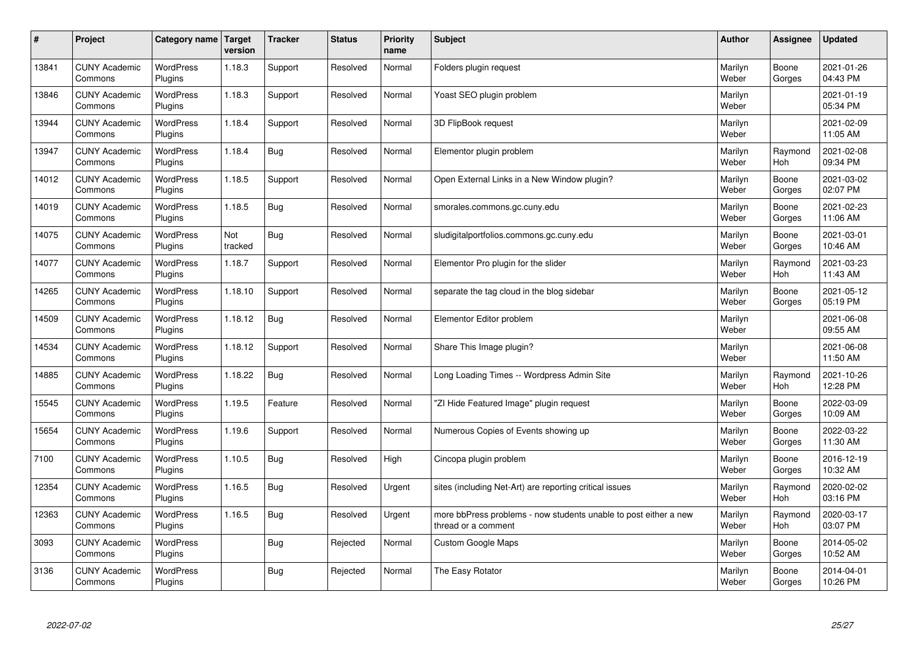| # | Project | Category name | Target version | Tracker | Status | Priority name | Subject | Author | Assignee | Updated |
|---|---|---|---|---|---|---|---|---|---|---|
| 13841 | CUNY Academic Commons | WordPress Plugins | 1.18.3 | Support | Resolved | Normal | Folders plugin request | Marilyn Weber | Boone Gorges | 2021-01-26 04:43 PM |
| 13846 | CUNY Academic Commons | WordPress Plugins | 1.18.3 | Support | Resolved | Normal | Yoast SEO plugin problem | Marilyn Weber | | 2021-01-19 05:34 PM |
| 13944 | CUNY Academic Commons | WordPress Plugins | 1.18.4 | Support | Resolved | Normal | 3D FlipBook request | Marilyn Weber | | 2021-02-09 11:05 AM |
| 13947 | CUNY Academic Commons | WordPress Plugins | 1.18.4 | Bug | Resolved | Normal | Elementor plugin problem | Marilyn Weber | Raymond Hoh | 2021-02-08 09:34 PM |
| 14012 | CUNY Academic Commons | WordPress Plugins | 1.18.5 | Support | Resolved | Normal | Open External Links in a New Window plugin? | Marilyn Weber | Boone Gorges | 2021-03-02 02:07 PM |
| 14019 | CUNY Academic Commons | WordPress Plugins | 1.18.5 | Bug | Resolved | Normal | smorales.commons.gc.cuny.edu | Marilyn Weber | Boone Gorges | 2021-02-23 11:06 AM |
| 14075 | CUNY Academic Commons | WordPress Plugins | Not tracked | Bug | Resolved | Normal | sludigitalportfolios.commons.gc.cuny.edu | Marilyn Weber | Boone Gorges | 2021-03-01 10:46 AM |
| 14077 | CUNY Academic Commons | WordPress Plugins | 1.18.7 | Support | Resolved | Normal | Elementor Pro plugin for the slider | Marilyn Weber | Raymond Hoh | 2021-03-23 11:43 AM |
| 14265 | CUNY Academic Commons | WordPress Plugins | 1.18.10 | Support | Resolved | Normal | separate the tag cloud in the blog sidebar | Marilyn Weber | Boone Gorges | 2021-05-12 05:19 PM |
| 14509 | CUNY Academic Commons | WordPress Plugins | 1.18.12 | Bug | Resolved | Normal | Elementor Editor problem | Marilyn Weber | | 2021-06-08 09:55 AM |
| 14534 | CUNY Academic Commons | WordPress Plugins | 1.18.12 | Support | Resolved | Normal | Share This Image plugin? | Marilyn Weber | | 2021-06-08 11:50 AM |
| 14885 | CUNY Academic Commons | WordPress Plugins | 1.18.22 | Bug | Resolved | Normal | Long Loading Times -- Wordpress Admin Site | Marilyn Weber | Raymond Hoh | 2021-10-26 12:28 PM |
| 15545 | CUNY Academic Commons | WordPress Plugins | 1.19.5 | Feature | Resolved | Normal | "ZI Hide Featured Image" plugin request | Marilyn Weber | Boone Gorges | 2022-03-09 10:09 AM |
| 15654 | CUNY Academic Commons | WordPress Plugins | 1.19.6 | Support | Resolved | Normal | Numerous Copies of Events showing up | Marilyn Weber | Boone Gorges | 2022-03-22 11:30 AM |
| 7100 | CUNY Academic Commons | WordPress Plugins | 1.10.5 | Bug | Resolved | High | Cincopa plugin problem | Marilyn Weber | Boone Gorges | 2016-12-19 10:32 AM |
| 12354 | CUNY Academic Commons | WordPress Plugins | 1.16.5 | Bug | Resolved | Urgent | sites (including Net-Art) are reporting critical issues | Marilyn Weber | Raymond Hoh | 2020-02-02 03:16 PM |
| 12363 | CUNY Academic Commons | WordPress Plugins | 1.16.5 | Bug | Resolved | Urgent | more bbPress problems - now students unable to post either a new thread or a comment | Marilyn Weber | Raymond Hoh | 2020-03-17 03:07 PM |
| 3093 | CUNY Academic Commons | WordPress Plugins | | Bug | Rejected | Normal | Custom Google Maps | Marilyn Weber | Boone Gorges | 2014-05-02 10:52 AM |
| 3136 | CUNY Academic Commons | WordPress Plugins | | Bug | Rejected | Normal | The Easy Rotator | Marilyn Weber | Boone Gorges | 2014-04-01 10:26 PM |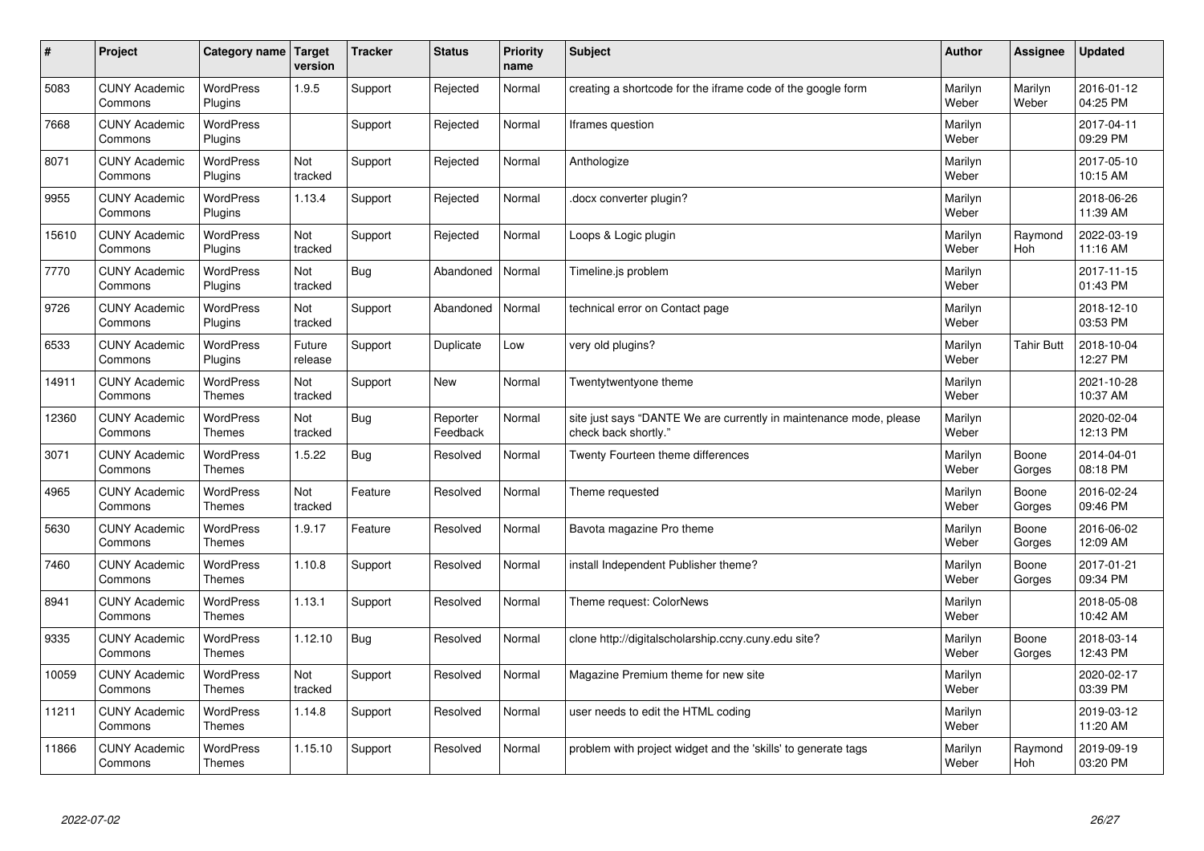| # | Project | Category name | Target version | Tracker | Status | Priority name | Subject | Author | Assignee | Updated |
|---|---|---|---|---|---|---|---|---|---|---|
| 5083 | CUNY Academic Commons | WordPress Plugins | 1.9.5 | Support | Rejected | Normal | creating a shortcode for the iframe code of the google form | Marilyn Weber | Marilyn Weber | 2016-01-12 04:25 PM |
| 7668 | CUNY Academic Commons | WordPress Plugins | | Support | Rejected | Normal | Iframes question | Marilyn Weber | | 2017-04-11 09:29 PM |
| 8071 | CUNY Academic Commons | WordPress Plugins | Not tracked | Support | Rejected | Normal | Anthologize | Marilyn Weber | | 2017-05-10 10:15 AM |
| 9955 | CUNY Academic Commons | WordPress Plugins | 1.13.4 | Support | Rejected | Normal | .docx converter plugin? | Marilyn Weber | | 2018-06-26 11:39 AM |
| 15610 | CUNY Academic Commons | WordPress Plugins | Not tracked | Support | Rejected | Normal | Loops & Logic plugin | Marilyn Weber | Raymond Hoh | 2022-03-19 11:16 AM |
| 7770 | CUNY Academic Commons | WordPress Plugins | Not tracked | Bug | Abandoned | Normal | Timeline.js problem | Marilyn Weber | | 2017-11-15 01:43 PM |
| 9726 | CUNY Academic Commons | WordPress Plugins | Not tracked | Support | Abandoned | Normal | technical error on Contact page | Marilyn Weber | | 2018-12-10 03:53 PM |
| 6533 | CUNY Academic Commons | WordPress Plugins | Future release | Support | Duplicate | Low | very old plugins? | Marilyn Weber | Tahir Butt | 2018-10-04 12:27 PM |
| 14911 | CUNY Academic Commons | WordPress Themes | Not tracked | Support | New | Normal | Twentytwentyone theme | Marilyn Weber | | 2021-10-28 10:37 AM |
| 12360 | CUNY Academic Commons | WordPress Themes | Not tracked | Bug | Reporter Feedback | Normal | site just says "DANTE We are currently in maintenance mode, please check back shortly." | Marilyn Weber | | 2020-02-04 12:13 PM |
| 3071 | CUNY Academic Commons | WordPress Themes | 1.5.22 | Bug | Resolved | Normal | Twenty Fourteen theme differences | Marilyn Weber | Boone Gorges | 2014-04-01 08:18 PM |
| 4965 | CUNY Academic Commons | WordPress Themes | Not tracked | Feature | Resolved | Normal | Theme requested | Marilyn Weber | Boone Gorges | 2016-02-24 09:46 PM |
| 5630 | CUNY Academic Commons | WordPress Themes | 1.9.17 | Feature | Resolved | Normal | Bavota magazine Pro theme | Marilyn Weber | Boone Gorges | 2016-06-02 12:09 AM |
| 7460 | CUNY Academic Commons | WordPress Themes | 1.10.8 | Support | Resolved | Normal | install Independent Publisher theme? | Marilyn Weber | Boone Gorges | 2017-01-21 09:34 PM |
| 8941 | CUNY Academic Commons | WordPress Themes | 1.13.1 | Support | Resolved | Normal | Theme request: ColorNews | Marilyn Weber | | 2018-05-08 10:42 AM |
| 9335 | CUNY Academic Commons | WordPress Themes | 1.12.10 | Bug | Resolved | Normal | clone http://digitalscholarship.ccny.cuny.edu site? | Marilyn Weber | Boone Gorges | 2018-03-14 12:43 PM |
| 10059 | CUNY Academic Commons | WordPress Themes | Not tracked | Support | Resolved | Normal | Magazine Premium theme for new site | Marilyn Weber | | 2020-02-17 03:39 PM |
| 11211 | CUNY Academic Commons | WordPress Themes | 1.14.8 | Support | Resolved | Normal | user needs to edit the HTML coding | Marilyn Weber | | 2019-03-12 11:20 AM |
| 11866 | CUNY Academic Commons | WordPress Themes | 1.15.10 | Support | Resolved | Normal | problem with project widget and the 'skills' to generate tags | Marilyn Weber | Raymond Hoh | 2019-09-19 03:20 PM |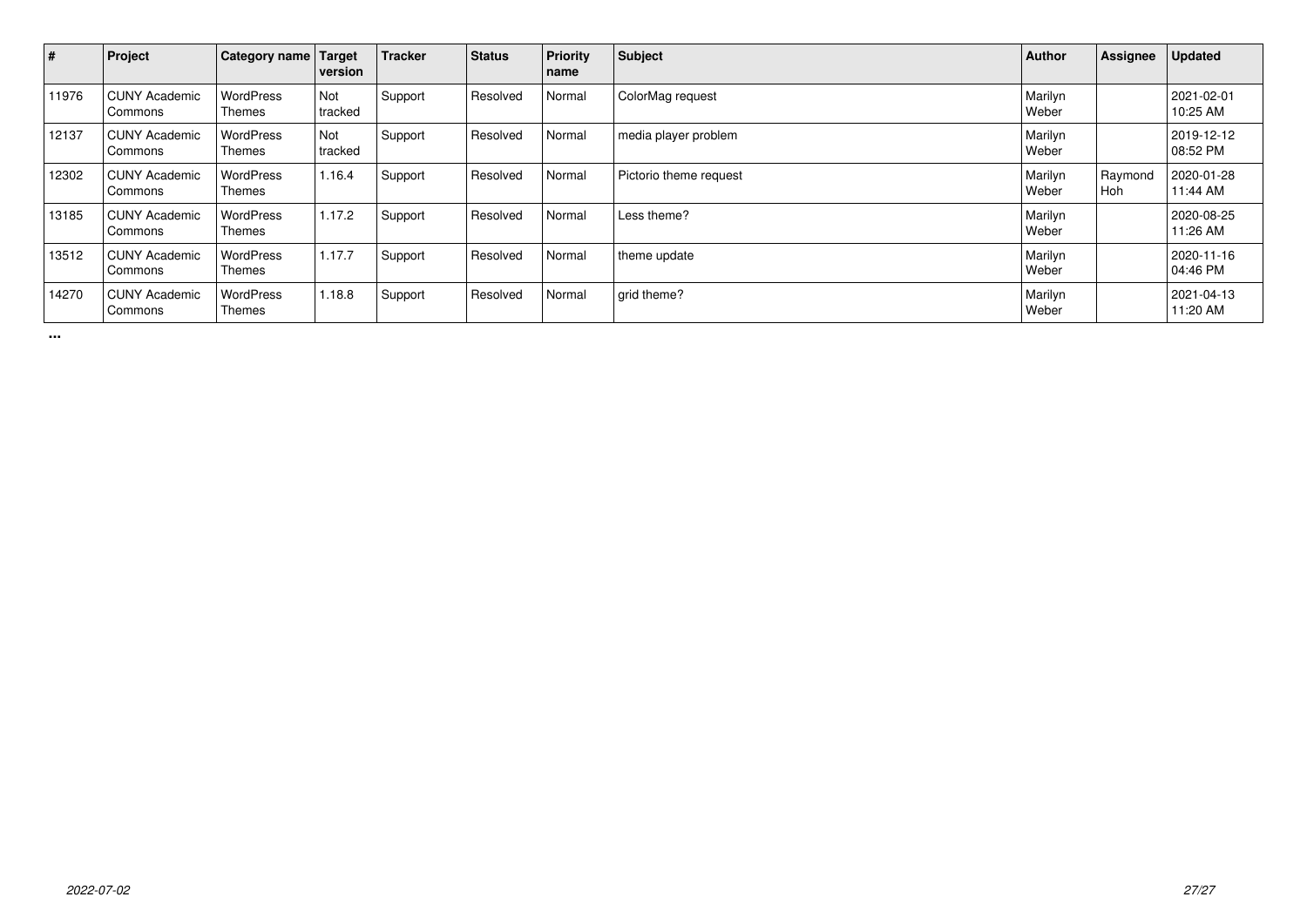| # | Project | Category name | Target version | Tracker | Status | Priority name | Subject | Author | Assignee | Updated |
|---|---|---|---|---|---|---|---|---|---|---|
| 11976 | CUNY Academic Commons | WordPress Themes | Not tracked | Support | Resolved | Normal | ColorMag request | Marilyn Weber | | 2021-02-01 10:25 AM |
| 12137 | CUNY Academic Commons | WordPress Themes | Not tracked | Support | Resolved | Normal | media player problem | Marilyn Weber | | 2019-12-12 08:52 PM |
| 12302 | CUNY Academic Commons | WordPress Themes | 1.16.4 | Support | Resolved | Normal | Pictorio theme request | Marilyn Weber | Raymond Hoh | 2020-01-28 11:44 AM |
| 13185 | CUNY Academic Commons | WordPress Themes | 1.17.2 | Support | Resolved | Normal | Less theme? | Marilyn Weber | | 2020-08-25 11:26 AM |
| 13512 | CUNY Academic Commons | WordPress Themes | 1.17.7 | Support | Resolved | Normal | theme update | Marilyn Weber | | 2020-11-16 04:46 PM |
| 14270 | CUNY Academic Commons | WordPress Themes | 1.18.8 | Support | Resolved | Normal | grid theme? | Marilyn Weber | | 2021-04-13 11:20 AM |

...